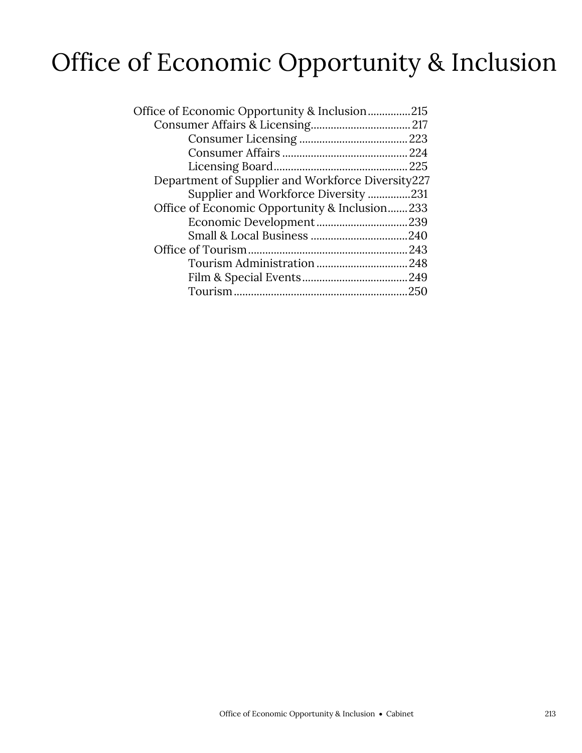# Office of Economic Opportunity & Inclusion

- Office of Economic Opportunity & Inclusion ............... 215
  - Consumer Affairs & Licensing ................................... 217
    - Consumer Licensing ...................................... 223
    - Consumer Affairs ............................................ 224
    - Licensing Board ............................................... 225
  - Department of Supplier and Workforce Diversity 227
    - Supplier and Workforce Diversity ............... 231
  - Office of Economic Opportunity & Inclusion ....... 233
    - Economic Development ................................ 239
    - Small & Local Business .................................. 240
  - Office of Tourism ........................................................ 243
    - Tourism Administration ................................ 248
    - Film & Special Events ..................................... 249
    - Tourism ............................................................. 250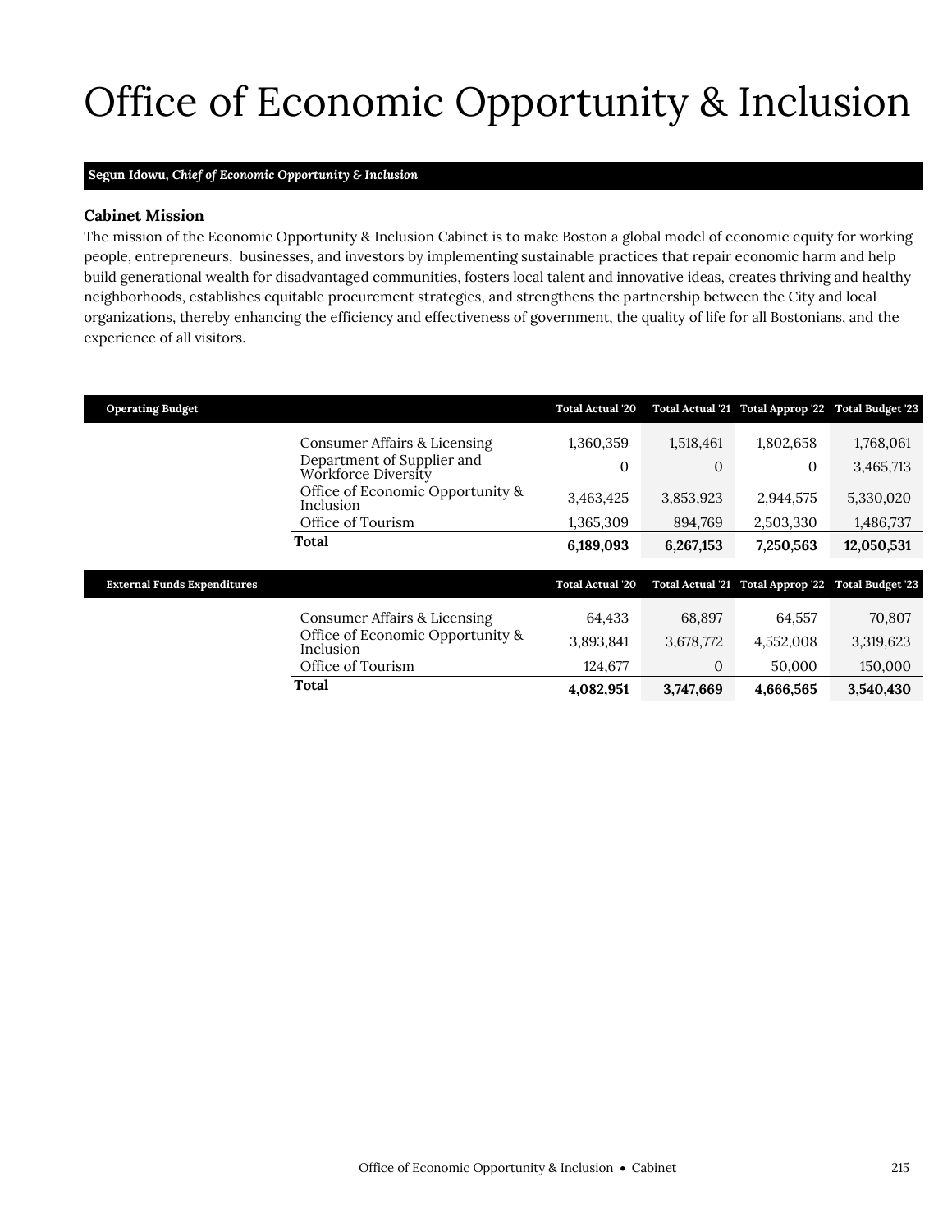# Office of Economic Opportunity & Inclusion

**Segun Idowu, *Chief of Economic Opportunity & Inclusion***

### Cabinet Mission

The mission of the Economic Opportunity & Inclusion Cabinet is to make Boston a global model of economic equity for working people, entrepreneurs, businesses, and investors by implementing sustainable practices that repair economic harm and help build generational wealth for disadvantaged communities, fosters local talent and innovative ideas, creates thriving and healthy neighborhoods, establishes equitable procurement strategies, and strengthens the partnership between the City and local organizations, thereby enhancing the efficiency and effectiveness of government, the quality of life for all Bostonians, and the experience of all visitors.

| Operating Budget | Total Actual '20 | Total Actual '21 | Total Approp '22 | Total Budget '23 |
|---|---|---|---|---|
| Consumer Affairs & Licensing | 1,360,359 | 1,518,461 | 1,802,658 | 1,768,061 |
| Department of Supplier and Workforce Diversity | 0 | 0 | 0 | 3,465,713 |
| Office of Economic Opportunity & Inclusion | 3,463,425 | 3,853,923 | 2,944,575 | 5,330,020 |
| Office of Tourism | 1,365,309 | 894,769 | 2,503,330 | 1,486,737 |
| **Total** | **6,189,093** | **6,267,153** | **7,250,563** | **12,050,531** |

| External Funds Expenditures | Total Actual '20 | Total Actual '21 | Total Approp '22 | Total Budget '23 |
|---|---|---|---|---|
| Consumer Affairs & Licensing | 64,433 | 68,897 | 64,557 | 70,807 |
| Office of Economic Opportunity & Inclusion | 3,893,841 | 3,678,772 | 4,552,008 | 3,319,623 |
| Office of Tourism | 124,677 | 0 | 50,000 | 150,000 |
| **Total** | **4,082,951** | **3,747,669** | **4,666,565** | **3,540,430** |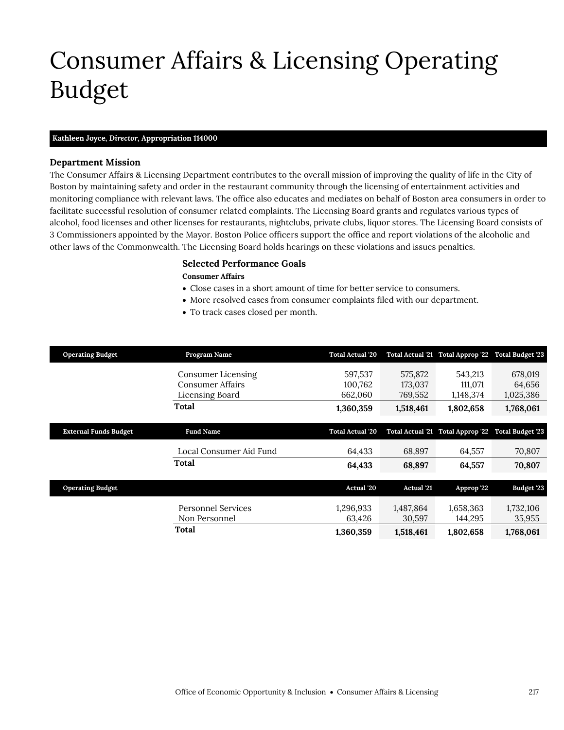# Consumer Affairs & Licensing Operating Budget

**Kathleen Joyce, *Director*, Appropriation 114000**

### Department Mission

The Consumer Affairs & Licensing Department contributes to the overall mission of improving the quality of life in the City of Boston by maintaining safety and order in the restaurant community through the licensing of entertainment activities and monitoring compliance with relevant laws. The office also educates and mediates on behalf of Boston area consumers in order to facilitate successful resolution of consumer related complaints. The Licensing Board grants and regulates various types of alcohol, food licenses and other licenses for restaurants, nightclubs, private clubs, liquor stores. The Licensing Board consists of 3 Commissioners appointed by the Mayor. Boston Police officers support the office and report violations of the alcoholic and other laws of the Commonwealth. The Licensing Board holds hearings on these violations and issues penalties.

### Selected Performance Goals

**Consumer Affairs**

- Close cases in a short amount of time for better service to consumers.
- More resolved cases from consumer complaints filed with our department.
- To track cases closed per month.

| Operating Budget | Program Name | Total Actual '20 | Total Actual '21 | Total Approp '22 | Total Budget '23 |
|---|---|---|---|---|---|
| | Consumer Licensing | 597,537 | 575,872 | 543,213 | 678,019 |
| | Consumer Affairs | 100,762 | 173,037 | 111,071 | 64,656 |
| | Licensing Board | 662,060 | 769,552 | 1,148,374 | 1,025,386 |
| | **Total** | **1,360,359** | **1,518,461** | **1,802,658** | **1,768,061** |

| External Funds Budget | Fund Name | Total Actual '20 | Total Actual '21 | Total Approp '22 | Total Budget '23 |
|---|---|---|---|---|---|
| | Local Consumer Aid Fund | 64,433 | 68,897 | 64,557 | 70,807 |
| | **Total** | **64,433** | **68,897** | **64,557** | **70,807** |

| Operating Budget | | Actual '20 | Actual '21 | Approp '22 | Budget '23 |
|---|---|---|---|---|---|
| | Personnel Services | 1,296,933 | 1,487,864 | 1,658,363 | 1,732,106 |
| | Non Personnel | 63,426 | 30,597 | 144,295 | 35,955 |
| | **Total** | **1,360,359** | **1,518,461** | **1,802,658** | **1,768,061** |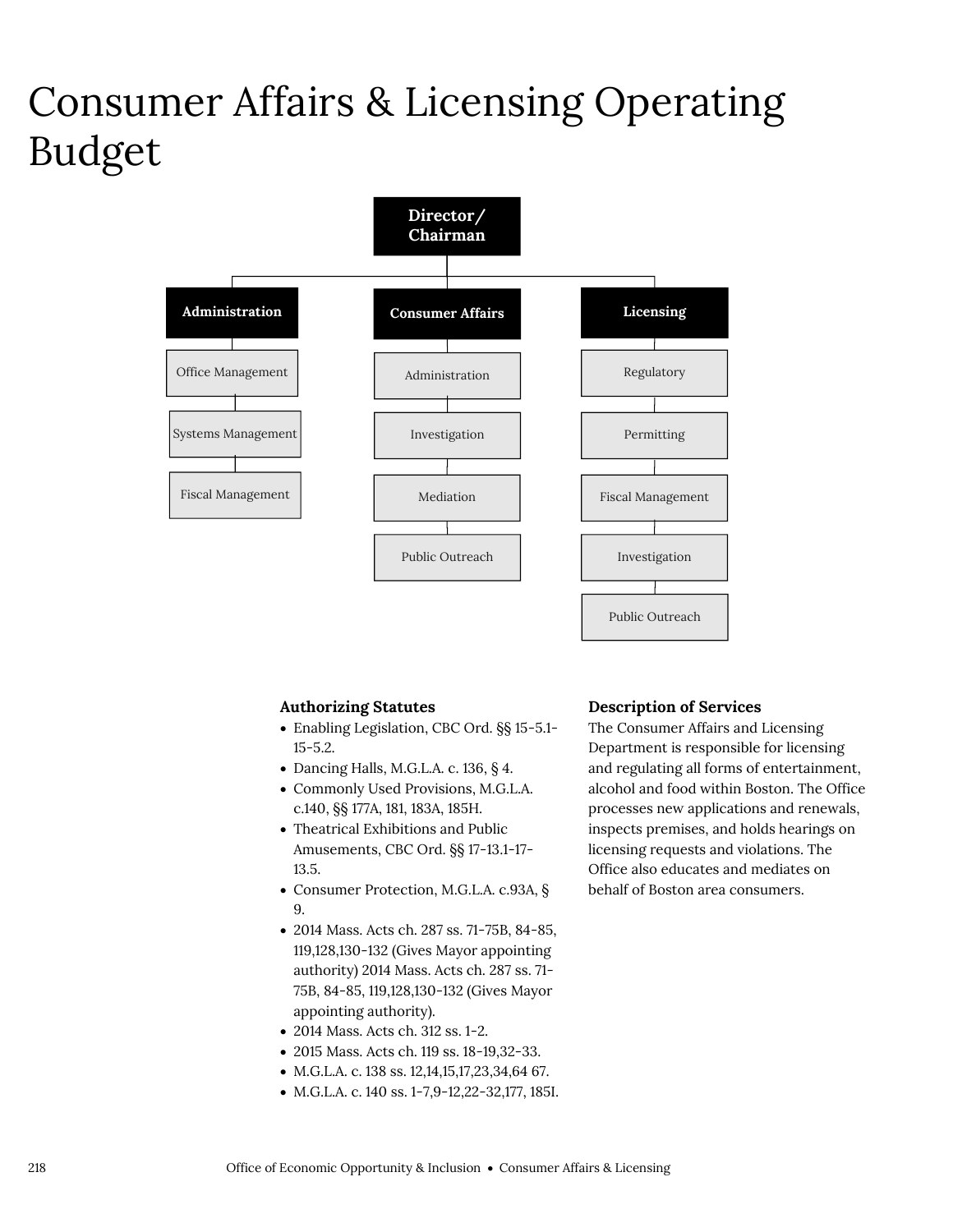# Consumer Affairs & Licensing Operating Budget

Director/ Chairman

Administration
- Office Management
- Systems Management
- Fiscal Management

Consumer Affairs
- Administration
- Investigation
- Mediation
- Public Outreach

Licensing
- Regulatory
- Permitting
- Fiscal Management
- Investigation
- Public Outreach

### Authorizing Statutes

- Enabling Legislation, CBC Ord. §§ 15-5.1-15-5.2.
- Dancing Halls, M.G.L.A. c. 136, § 4.
- Commonly Used Provisions, M.G.L.A. c.140, §§ 177A, 181, 183A, 185H.
- Theatrical Exhibitions and Public Amusements, CBC Ord. §§ 17-13.1-17-13.5.
- Consumer Protection, M.G.L.A. c.93A, § 9.
- 2014 Mass. Acts ch. 287 ss. 71-75B, 84-85, 119,128,130-132 (Gives Mayor appointing authority) 2014 Mass. Acts ch. 287 ss. 71-75B, 84-85, 119,128,130-132 (Gives Mayor appointing authority).
- 2014 Mass. Acts ch. 312 ss. 1-2.
- 2015 Mass. Acts ch. 119 ss. 18-19,32-33.
- M.G.L.A. c. 138 ss. 12,14,15,17,23,34,64 67.
- M.G.L.A. c. 140 ss. 1-7,9-12,22-32,177, 185I.

### Description of Services

The Consumer Affairs and Licensing Department is responsible for licensing and regulating all forms of entertainment, alcohol and food within Boston. The Office processes new applications and renewals, inspects premises, and holds hearings on licensing requests and violations. The Office also educates and mediates on behalf of Boston area consumers.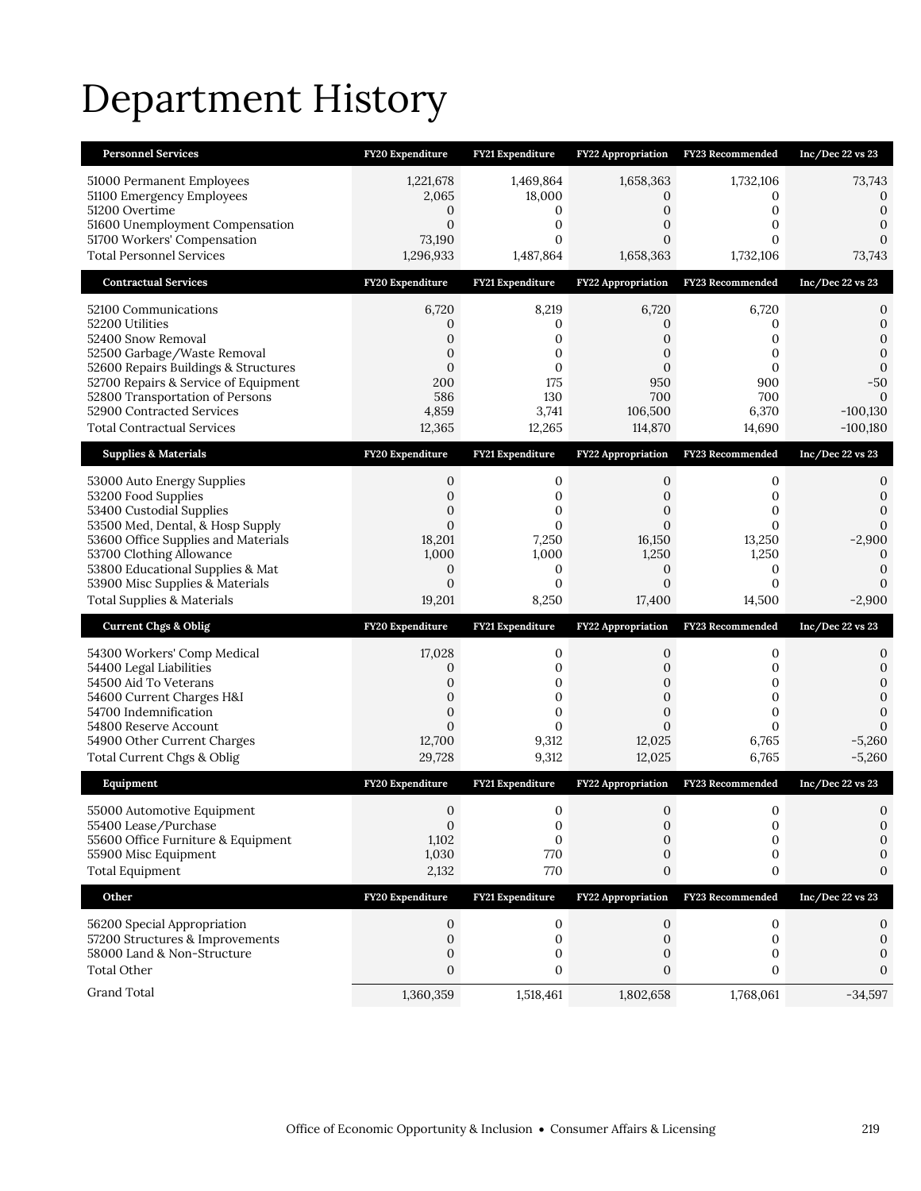# Department History

| Personnel Services | FY20 Expenditure | FY21 Expenditure | FY22 Appropriation | FY23 Recommended | Inc/Dec 22 vs 23 |
|---|---|---|---|---|---|
| 51000 Permanent Employees | 1,221,678 | 1,469,864 | 1,658,363 | 1,732,106 | 73,743 |
| 51100 Emergency Employees | 2,065 | 18,000 | 0 | 0 | 0 |
| 51200 Overtime | 0 | 0 | 0 | 0 | 0 |
| 51600 Unemployment Compensation | 0 | 0 | 0 | 0 | 0 |
| 51700 Workers' Compensation | 73,190 | 0 | 0 | 0 | 0 |
| Total Personnel Services | 1,296,933 | 1,487,864 | 1,658,363 | 1,732,106 | 73,743 |

| Contractual Services | FY20 Expenditure | FY21 Expenditure | FY22 Appropriation | FY23 Recommended | Inc/Dec 22 vs 23 |
|---|---|---|---|---|---|
| 52100 Communications | 6,720 | 8,219 | 6,720 | 6,720 | 0 |
| 52200 Utilities | 0 | 0 | 0 | 0 | 0 |
| 52400 Snow Removal | 0 | 0 | 0 | 0 | 0 |
| 52500 Garbage/Waste Removal | 0 | 0 | 0 | 0 | 0 |
| 52600 Repairs Buildings & Structures | 0 | 0 | 0 | 0 | 0 |
| 52700 Repairs & Service of Equipment | 200 | 175 | 950 | 900 | -50 |
| 52800 Transportation of Persons | 586 | 130 | 700 | 700 | 0 |
| 52900 Contracted Services | 4,859 | 3,741 | 106,500 | 6,370 | -100,130 |
| Total Contractual Services | 12,365 | 12,265 | 114,870 | 14,690 | -100,180 |

| Supplies & Materials | FY20 Expenditure | FY21 Expenditure | FY22 Appropriation | FY23 Recommended | Inc/Dec 22 vs 23 |
|---|---|---|---|---|---|
| 53000 Auto Energy Supplies | 0 | 0 | 0 | 0 | 0 |
| 53200 Food Supplies | 0 | 0 | 0 | 0 | 0 |
| 53400 Custodial Supplies | 0 | 0 | 0 | 0 | 0 |
| 53500 Med, Dental, & Hosp Supply | 0 | 0 | 0 | 0 | 0 |
| 53600 Office Supplies and Materials | 18,201 | 7,250 | 16,150 | 13,250 | -2,900 |
| 53700 Clothing Allowance | 1,000 | 1,000 | 1,250 | 1,250 | 0 |
| 53800 Educational Supplies & Mat | 0 | 0 | 0 | 0 | 0 |
| 53900 Misc Supplies & Materials | 0 | 0 | 0 | 0 | 0 |
| Total Supplies & Materials | 19,201 | 8,250 | 17,400 | 14,500 | -2,900 |

| Current Chgs & Oblig | FY20 Expenditure | FY21 Expenditure | FY22 Appropriation | FY23 Recommended | Inc/Dec 22 vs 23 |
|---|---|---|---|---|---|
| 54300 Workers' Comp Medical | 17,028 | 0 | 0 | 0 | 0 |
| 54400 Legal Liabilities | 0 | 0 | 0 | 0 | 0 |
| 54500 Aid To Veterans | 0 | 0 | 0 | 0 | 0 |
| 54600 Current Charges H&I | 0 | 0 | 0 | 0 | 0 |
| 54700 Indemnification | 0 | 0 | 0 | 0 | 0 |
| 54800 Reserve Account | 0 | 0 | 0 | 0 | 0 |
| 54900 Other Current Charges | 12,700 | 9,312 | 12,025 | 6,765 | -5,260 |
| Total Current Chgs & Oblig | 29,728 | 9,312 | 12,025 | 6,765 | -5,260 |

| Equipment | FY20 Expenditure | FY21 Expenditure | FY22 Appropriation | FY23 Recommended | Inc/Dec 22 vs 23 |
|---|---|---|---|---|---|
| 55000 Automotive Equipment | 0 | 0 | 0 | 0 | 0 |
| 55400 Lease/Purchase | 0 | 0 | 0 | 0 | 0 |
| 55600 Office Furniture & Equipment | 1,102 | 0 | 0 | 0 | 0 |
| 55900 Misc Equipment | 1,030 | 770 | 0 | 0 | 0 |
| Total Equipment | 2,132 | 770 | 0 | 0 | 0 |

| Other | FY20 Expenditure | FY21 Expenditure | FY22 Appropriation | FY23 Recommended | Inc/Dec 22 vs 23 |
|---|---|---|---|---|---|
| 56200 Special Appropriation | 0 | 0 | 0 | 0 | 0 |
| 57200 Structures & Improvements | 0 | 0 | 0 | 0 | 0 |
| 58000 Land & Non-Structure | 0 | 0 | 0 | 0 | 0 |
| Total Other | 0 | 0 | 0 | 0 | 0 |
| Grand Total | 1,360,359 | 1,518,461 | 1,802,658 | 1,768,061 | -34,597 |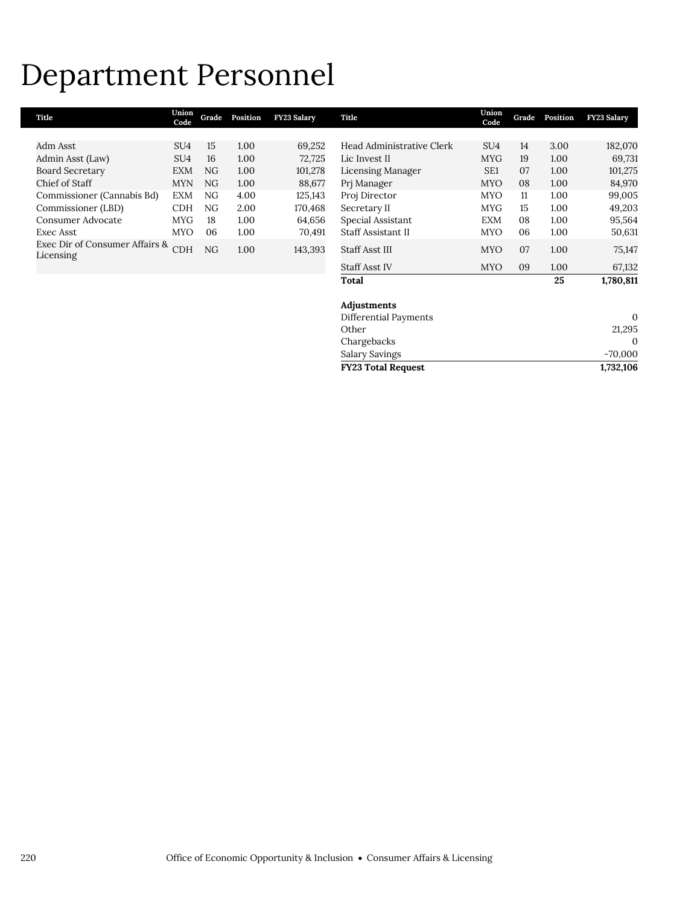# Department Personnel

| Title | Union Code | Grade | Position | FY23 Salary |
|---|---|---|---|---|
| Adm Asst | SU4 | 15 | 1.00 | 69,252 |
| Admin Asst (Law) | SU4 | 16 | 1.00 | 72,725 |
| Board Secretary | EXM | NG | 1.00 | 101,278 |
| Chief of Staff | MYN | NG | 1.00 | 88,677 |
| Commissioner (Cannabis Bd) | EXM | NG | 4.00 | 125,143 |
| Commissioner (LBD) | CDH | NG | 2.00 | 170,468 |
| Consumer Advocate | MYG | 18 | 1.00 | 64,656 |
| Exec Asst | MYO | 06 | 1.00 | 70,491 |
| Exec Dir of Consumer Affairs & Licensing | CDH | NG | 1.00 | 143,393 |
| Head Administrative Clerk | SU4 | 14 | 3.00 | 182,070 |
| Lic Invest II | MYG | 19 | 1.00 | 69,731 |
| Licensing Manager | SE1 | 07 | 1.00 | 101,275 |
| Prj Manager | MYO | 08 | 1.00 | 84,970 |
| Proj Director | MYO | 11 | 1.00 | 99,005 |
| Secretary II | MYG | 15 | 1.00 | 49,203 |
| Special Assistant | EXM | 08 | 1.00 | 95,564 |
| Staff Assistant II | MYO | 06 | 1.00 | 50,631 |
| Staff Asst III | MYO | 07 | 1.00 | 75,147 |
| Staff Asst IV | MYO | 09 | 1.00 | 67,132 |
| **Total** | | | **25** | **1,780,811** |

| **Adjustments** | |
|---|---|
| Differential Payments | 0 |
| Other | 21,295 |
| Chargebacks | 0 |
| Salary Savings | -70,000 |
| **FY23 Total Request** | **1,732,106** |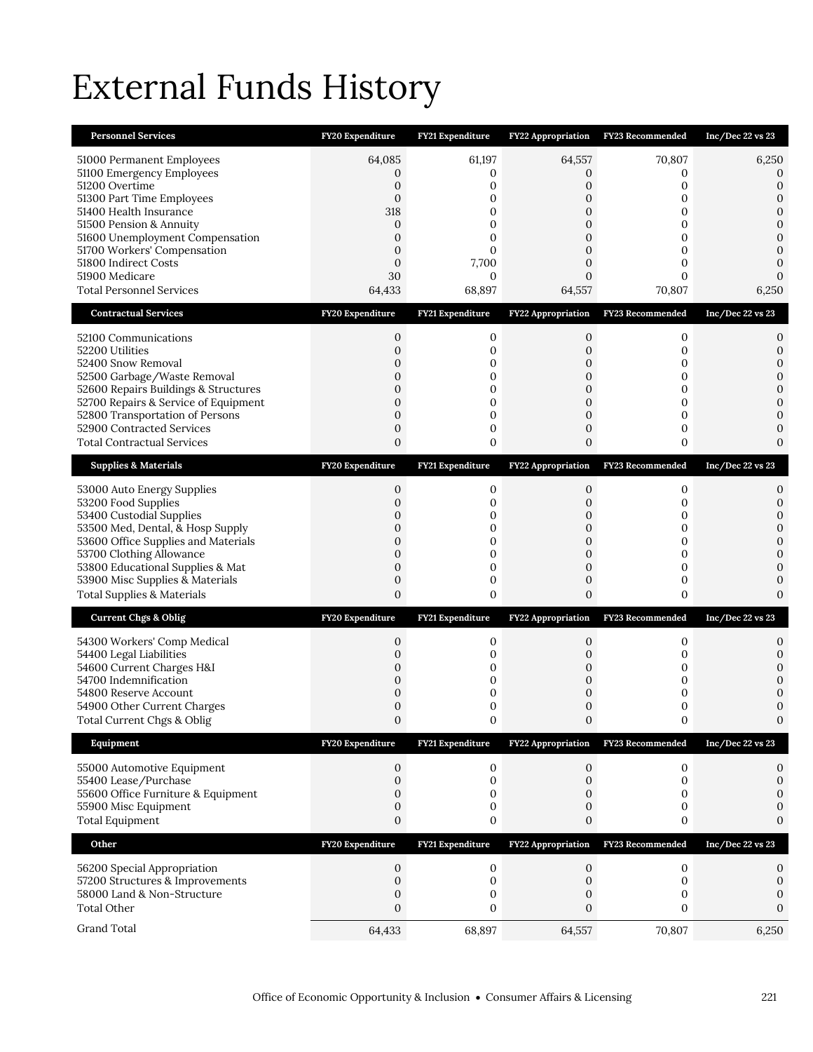# External Funds History

| Personnel Services | FY20 Expenditure | FY21 Expenditure | FY22 Appropriation | FY23 Recommended | Inc/Dec 22 vs 23 |
|---|---|---|---|---|---|
| 51000 Permanent Employees | 64,085 | 61,197 | 64,557 | 70,807 | 6,250 |
| 51100 Emergency Employees | 0 | 0 | 0 | 0 | 0 |
| 51200 Overtime | 0 | 0 | 0 | 0 | 0 |
| 51300 Part Time Employees | 0 | 0 | 0 | 0 | 0 |
| 51400 Health Insurance | 318 | 0 | 0 | 0 | 0 |
| 51500 Pension & Annuity | 0 | 0 | 0 | 0 | 0 |
| 51600 Unemployment Compensation | 0 | 0 | 0 | 0 | 0 |
| 51700 Workers' Compensation | 0 | 0 | 0 | 0 | 0 |
| 51800 Indirect Costs | 0 | 7,700 | 0 | 0 | 0 |
| 51900 Medicare | 30 | 0 | 0 | 0 | 0 |
| Total Personnel Services | 64,433 | 68,897 | 64,557 | 70,807 | 6,250 |

| Contractual Services | FY20 Expenditure | FY21 Expenditure | FY22 Appropriation | FY23 Recommended | Inc/Dec 22 vs 23 |
|---|---|---|---|---|---|
| 52100 Communications | 0 | 0 | 0 | 0 | 0 |
| 52200 Utilities | 0 | 0 | 0 | 0 | 0 |
| 52400 Snow Removal | 0 | 0 | 0 | 0 | 0 |
| 52500 Garbage/Waste Removal | 0 | 0 | 0 | 0 | 0 |
| 52600 Repairs Buildings & Structures | 0 | 0 | 0 | 0 | 0 |
| 52700 Repairs & Service of Equipment | 0 | 0 | 0 | 0 | 0 |
| 52800 Transportation of Persons | 0 | 0 | 0 | 0 | 0 |
| 52900 Contracted Services | 0 | 0 | 0 | 0 | 0 |
| Total Contractual Services | 0 | 0 | 0 | 0 | 0 |

| Supplies & Materials | FY20 Expenditure | FY21 Expenditure | FY22 Appropriation | FY23 Recommended | Inc/Dec 22 vs 23 |
|---|---|---|---|---|---|
| 53000 Auto Energy Supplies | 0 | 0 | 0 | 0 | 0 |
| 53200 Food Supplies | 0 | 0 | 0 | 0 | 0 |
| 53400 Custodial Supplies | 0 | 0 | 0 | 0 | 0 |
| 53500 Med, Dental, & Hosp Supply | 0 | 0 | 0 | 0 | 0 |
| 53600 Office Supplies and Materials | 0 | 0 | 0 | 0 | 0 |
| 53700 Clothing Allowance | 0 | 0 | 0 | 0 | 0 |
| 53800 Educational Supplies & Mat | 0 | 0 | 0 | 0 | 0 |
| 53900 Misc Supplies & Materials | 0 | 0 | 0 | 0 | 0 |
| Total Supplies & Materials | 0 | 0 | 0 | 0 | 0 |

| Current Chgs & Oblig | FY20 Expenditure | FY21 Expenditure | FY22 Appropriation | FY23 Recommended | Inc/Dec 22 vs 23 |
|---|---|---|---|---|---|
| 54300 Workers' Comp Medical | 0 | 0 | 0 | 0 | 0 |
| 54400 Legal Liabilities | 0 | 0 | 0 | 0 | 0 |
| 54600 Current Charges H&I | 0 | 0 | 0 | 0 | 0 |
| 54700 Indemnification | 0 | 0 | 0 | 0 | 0 |
| 54800 Reserve Account | 0 | 0 | 0 | 0 | 0 |
| 54900 Other Current Charges | 0 | 0 | 0 | 0 | 0 |
| Total Current Chgs & Oblig | 0 | 0 | 0 | 0 | 0 |

| Equipment | FY20 Expenditure | FY21 Expenditure | FY22 Appropriation | FY23 Recommended | Inc/Dec 22 vs 23 |
|---|---|---|---|---|---|
| 55000 Automotive Equipment | 0 | 0 | 0 | 0 | 0 |
| 55400 Lease/Purchase | 0 | 0 | 0 | 0 | 0 |
| 55600 Office Furniture & Equipment | 0 | 0 | 0 | 0 | 0 |
| 55900 Misc Equipment | 0 | 0 | 0 | 0 | 0 |
| Total Equipment | 0 | 0 | 0 | 0 | 0 |

| Other | FY20 Expenditure | FY21 Expenditure | FY22 Appropriation | FY23 Recommended | Inc/Dec 22 vs 23 |
|---|---|---|---|---|---|
| 56200 Special Appropriation | 0 | 0 | 0 | 0 | 0 |
| 57200 Structures & Improvements | 0 | 0 | 0 | 0 | 0 |
| 58000 Land & Non-Structure | 0 | 0 | 0 | 0 | 0 |
| Total Other | 0 | 0 | 0 | 0 | 0 |
| Grand Total | 64,433 | 68,897 | 64,557 | 70,807 | 6,250 |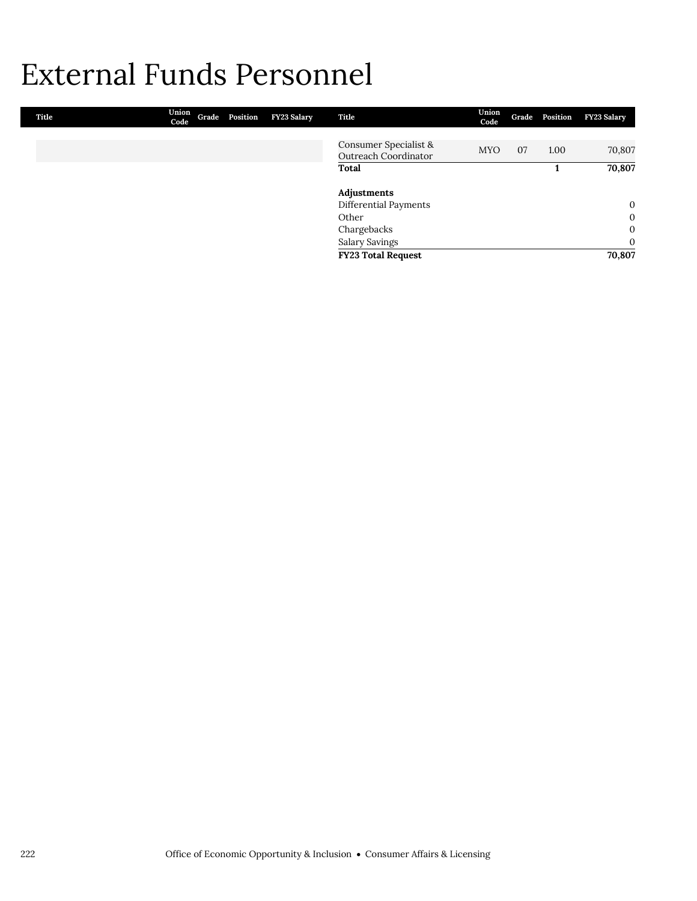# External Funds Personnel

| Title | Union Code | Grade | Position | FY23 Salary |
|---|---|---|---|---|
| Consumer Specialist & Outreach Coordinator | MYO | 07 | 1.00 | 70,807 |
| **Total** | | | **1** | **70,807** |
| | | | | |
| **Adjustments** | | | | |
| Differential Payments | | | | 0 |
| Other | | | | 0 |
| Chargebacks | | | | 0 |
| Salary Savings | | | | 0 |
| **FY23 Total Request** | | | | **70,807** |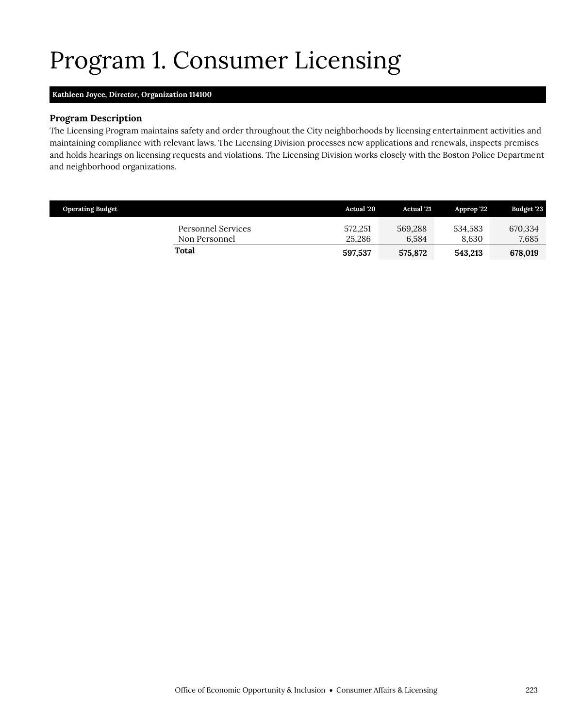# Program 1. Consumer Licensing

**Kathleen Joyce, *Director*, Organization 114100**

### Program Description

The Licensing Program maintains safety and order throughout the City neighborhoods by licensing entertainment activities and maintaining compliance with relevant laws. The Licensing Division processes new applications and renewals, inspects premises and holds hearings on licensing requests and violations. The Licensing Division works closely with the Boston Police Department and neighborhood organizations.

| Operating Budget | Actual '20 | Actual '21 | Approp '22 | Budget '23 |
|---|---|---|---|---|
| Personnel Services | 572,251 | 569,288 | 534,583 | 670,334 |
| Non Personnel | 25,286 | 6,584 | 8,630 | 7,685 |
| **Total** | **597,537** | **575,872** | **543,213** | **678,019** |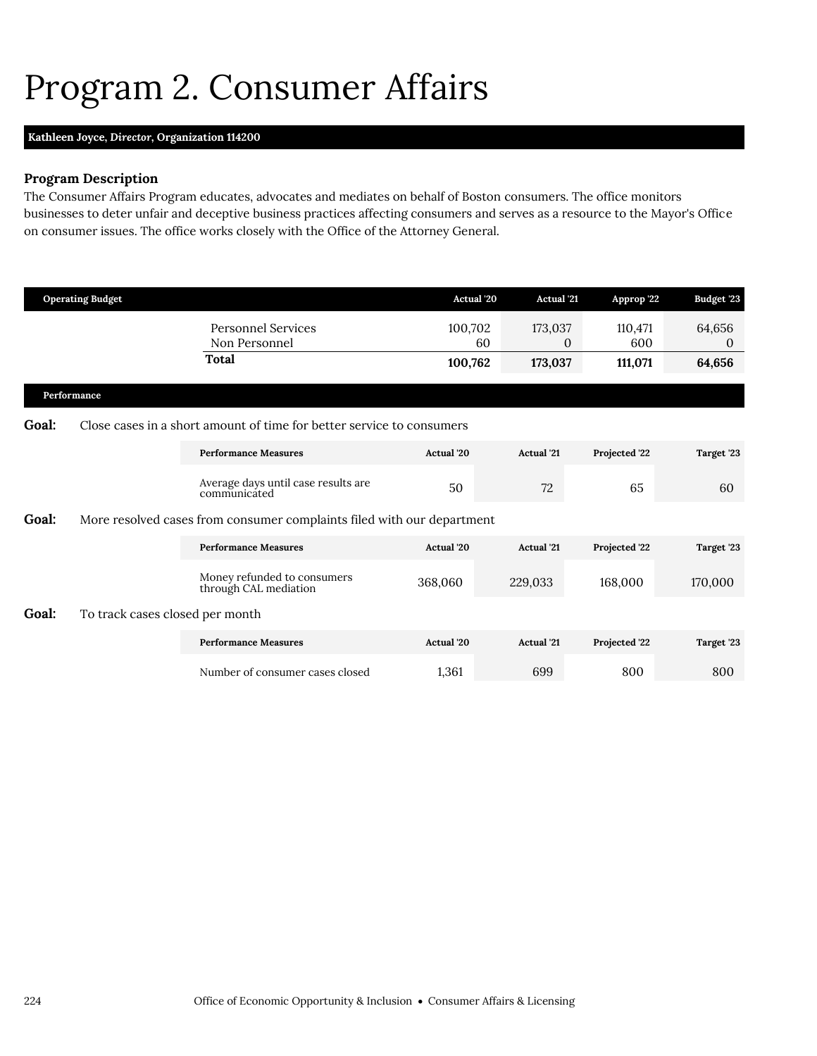# Program 2. Consumer Affairs

**Kathleen Joyce, *Director*, Organization 114200**

### Program Description

The Consumer Affairs Program educates, advocates and mediates on behalf of Boston consumers. The office monitors businesses to deter unfair and deceptive business practices affecting consumers and serves as a resource to the Mayor's Office on consumer issues. The office works closely with the Office of the Attorney General.

| Operating Budget | Actual '20 | Actual '21 | Approp '22 | Budget '23 |
|---|---|---|---|---|
| Personnel Services | 100,702 | 173,037 | 110,471 | 64,656 |
| Non Personnel | 60 | 0 | 600 | 0 |
| **Total** | **100,762** | **173,037** | **111,071** | **64,656** |

### Performance

**Goal:** Close cases in a short amount of time for better service to consumers

| Performance Measures | Actual '20 | Actual '21 | Projected '22 | Target '23 |
|---|---|---|---|---|
| Average days until case results are communicated | 50 | 72 | 65 | 60 |

**Goal:** More resolved cases from consumer complaints filed with our department

| Performance Measures | Actual '20 | Actual '21 | Projected '22 | Target '23 |
|---|---|---|---|---|
| Money refunded to consumers through CAL mediation | 368,060 | 229,033 | 168,000 | 170,000 |

**Goal:** To track cases closed per month

| Performance Measures | Actual '20 | Actual '21 | Projected '22 | Target '23 |
|---|---|---|---|---|
| Number of consumer cases closed | 1,361 | 699 | 800 | 800 |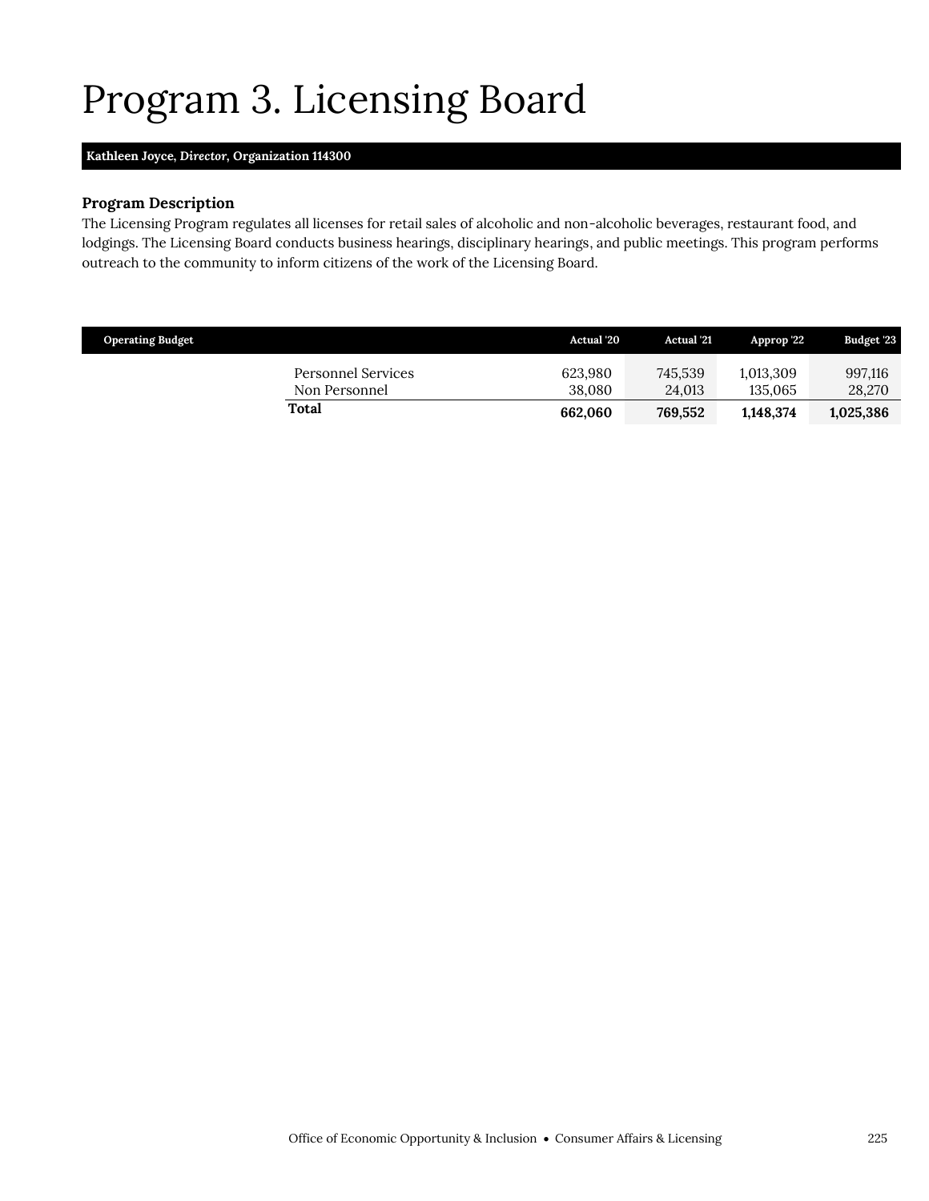# Program 3. Licensing Board

**Kathleen Joyce, *Director*, Organization 114300**

### Program Description

The Licensing Program regulates all licenses for retail sales of alcoholic and non-alcoholic beverages, restaurant food, and lodgings. The Licensing Board conducts business hearings, disciplinary hearings, and public meetings. This program performs outreach to the community to inform citizens of the work of the Licensing Board.

| Operating Budget | Actual '20 | Actual '21 | Approp '22 | Budget '23 |
|---|---|---|---|---|
| Personnel Services | 623,980 | 745,539 | 1,013,309 | 997,116 |
| Non Personnel | 38,080 | 24,013 | 135,065 | 28,270 |
| **Total** | **662,060** | **769,552** | **1,148,374** | **1,025,386** |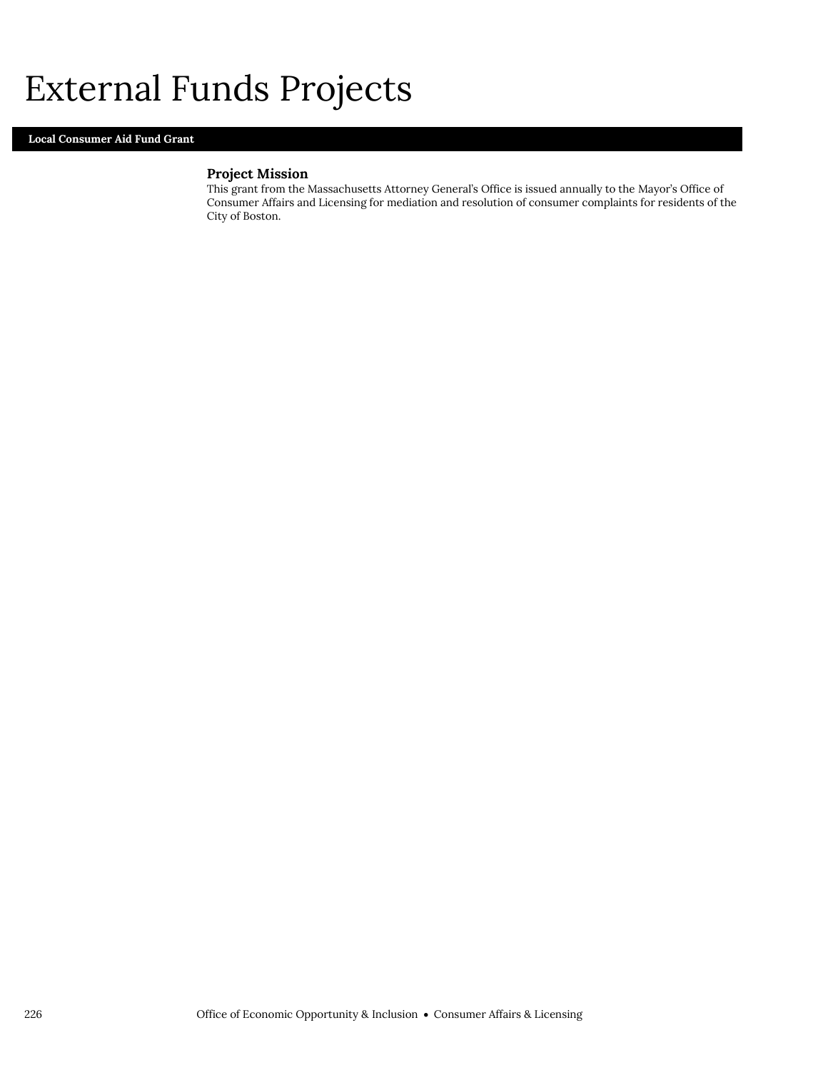# External Funds Projects

## Local Consumer Aid Fund Grant

### Project Mission

This grant from the Massachusetts Attorney General's Office is issued annually to the Mayor's Office of Consumer Affairs and Licensing for mediation and resolution of consumer complaints for residents of the City of Boston.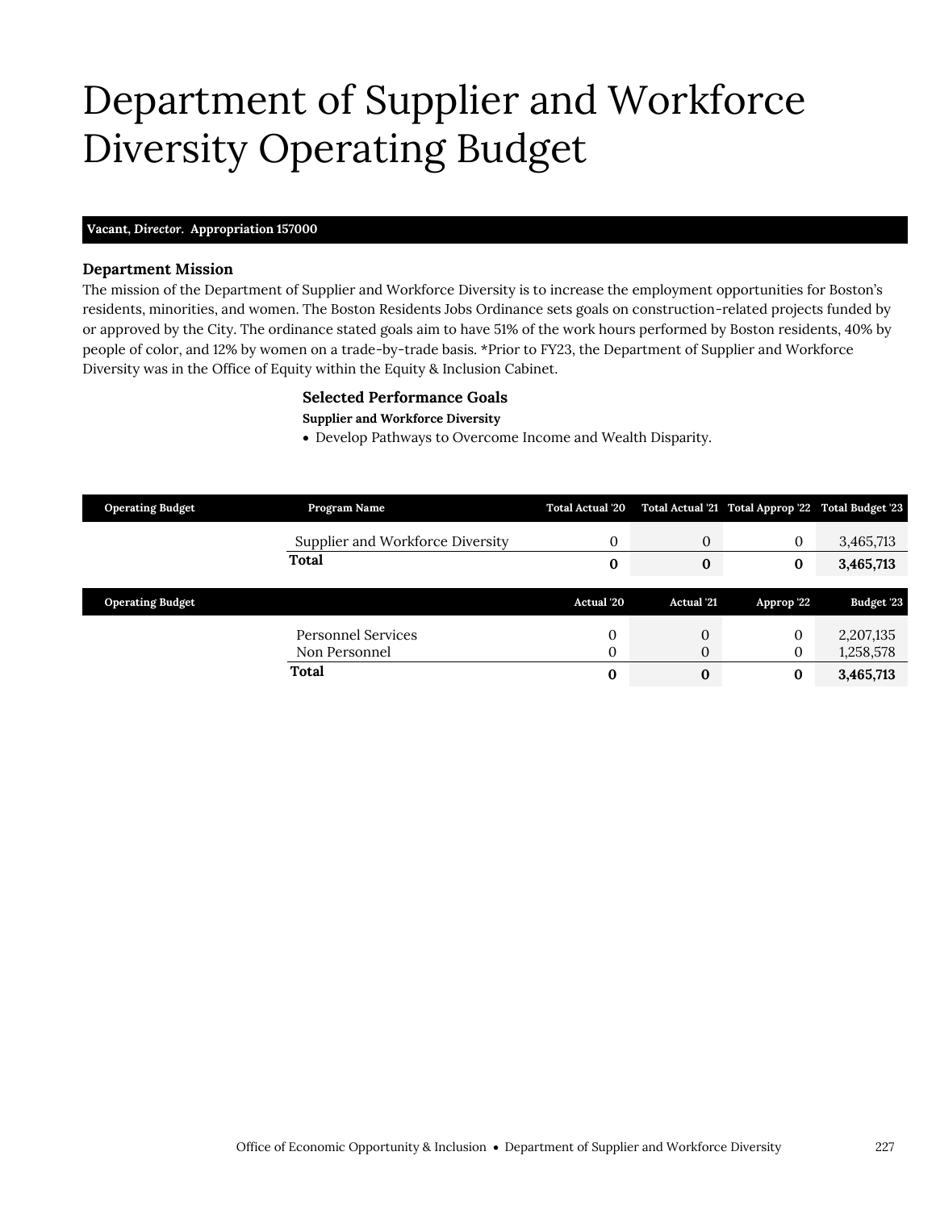# Department of Supplier and Workforce Diversity Operating Budget

**Vacant, *Director*. Appropriation 157000**

### Department Mission

The mission of the Department of Supplier and Workforce Diversity is to increase the employment opportunities for Boston's residents, minorities, and women. The Boston Residents Jobs Ordinance sets goals on construction-related projects funded by or approved by the City. The ordinance stated goals aim to have 51% of the work hours performed by Boston residents, 40% by people of color, and 12% by women on a trade-by-trade basis. *Prior to FY23, the Department of Supplier and Workforce Diversity was in the Office of Equity within the Equity & Inclusion Cabinet.

### Selected Performance Goals

**Supplier and Workforce Diversity**

- Develop Pathways to Overcome Income and Wealth Disparity.

| Operating Budget | Program Name | Total Actual '20 | Total Actual '21 | Total Approp '22 | Total Budget '23 |
|---|---|---|---|---|---|
| | Supplier and Workforce Diversity | 0 | 0 | 0 | 3,465,713 |
| | **Total** | **0** | **0** | **0** | **3,465,713** |

| Operating Budget | | Actual '20 | Actual '21 | Approp '22 | Budget '23 |
|---|---|---|---|---|---|
| | Personnel Services | 0 | 0 | 0 | 2,207,135 |
| | Non Personnel | 0 | 0 | 0 | 1,258,578 |
| | **Total** | **0** | **0** | **0** | **3,465,713** |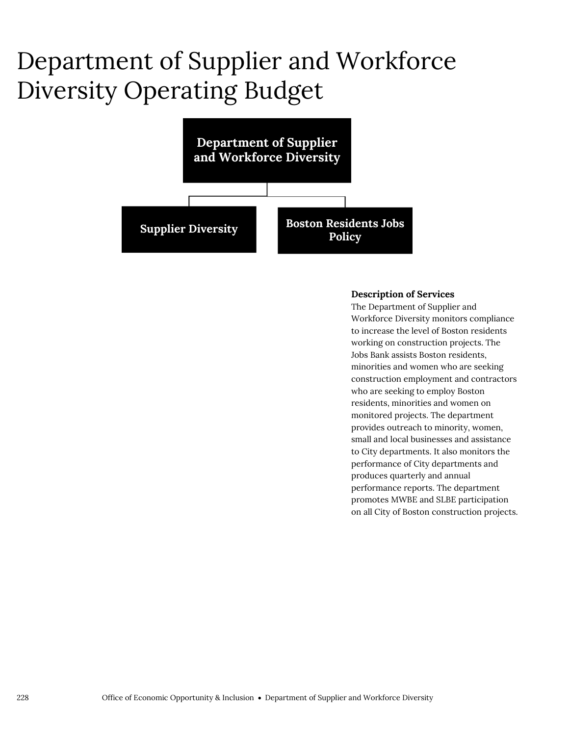# Department of Supplier and Workforce Diversity Operating Budget

Department of Supplier and Workforce Diversity

- Supplier Diversity
- Boston Residents Jobs Policy

**Description of Services**

The Department of Supplier and Workforce Diversity monitors compliance to increase the level of Boston residents working on construction projects. The Jobs Bank assists Boston residents, minorities and women who are seeking construction employment and contractors who are seeking to employ Boston residents, minorities and women on monitored projects. The department provides outreach to minority, women, small and local businesses and assistance to City departments. It also monitors the performance of City departments and produces quarterly and annual performance reports. The department promotes MWBE and SLBE participation on all City of Boston construction projects.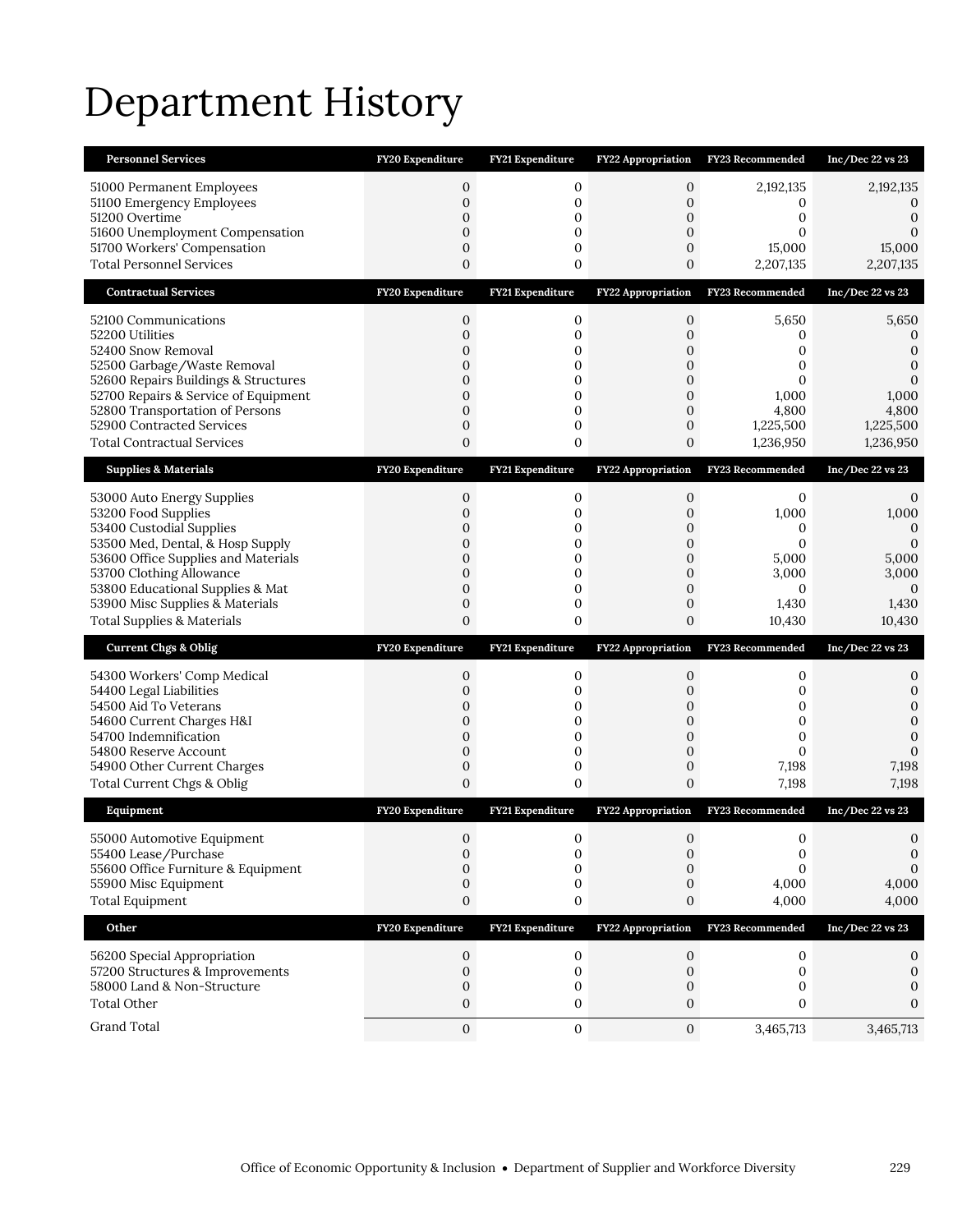# Department History

| Personnel Services | FY20 Expenditure | FY21 Expenditure | FY22 Appropriation | FY23 Recommended | Inc/Dec 22 vs 23 |
|---|---|---|---|---|---|
| 51000 Permanent Employees | 0 | 0 | 0 | 2,192,135 | 2,192,135 |
| 51100 Emergency Employees | 0 | 0 | 0 | 0 | 0 |
| 51200 Overtime | 0 | 0 | 0 | 0 | 0 |
| 51600 Unemployment Compensation | 0 | 0 | 0 | 0 | 0 |
| 51700 Workers' Compensation | 0 | 0 | 0 | 15,000 | 15,000 |
| Total Personnel Services | 0 | 0 | 0 | 2,207,135 | 2,207,135 |

| Contractual Services | FY20 Expenditure | FY21 Expenditure | FY22 Appropriation | FY23 Recommended | Inc/Dec 22 vs 23 |
|---|---|---|---|---|---|
| 52100 Communications | 0 | 0 | 0 | 5,650 | 5,650 |
| 52200 Utilities | 0 | 0 | 0 | 0 | 0 |
| 52400 Snow Removal | 0 | 0 | 0 | 0 | 0 |
| 52500 Garbage/Waste Removal | 0 | 0 | 0 | 0 | 0 |
| 52600 Repairs Buildings & Structures | 0 | 0 | 0 | 0 | 0 |
| 52700 Repairs & Service of Equipment | 0 | 0 | 0 | 1,000 | 1,000 |
| 52800 Transportation of Persons | 0 | 0 | 0 | 4,800 | 4,800 |
| 52900 Contracted Services | 0 | 0 | 0 | 1,225,500 | 1,225,500 |
| Total Contractual Services | 0 | 0 | 0 | 1,236,950 | 1,236,950 |

| Supplies & Materials | FY20 Expenditure | FY21 Expenditure | FY22 Appropriation | FY23 Recommended | Inc/Dec 22 vs 23 |
|---|---|---|---|---|---|
| 53000 Auto Energy Supplies | 0 | 0 | 0 | 0 | 0 |
| 53200 Food Supplies | 0 | 0 | 0 | 1,000 | 1,000 |
| 53400 Custodial Supplies | 0 | 0 | 0 | 0 | 0 |
| 53500 Med, Dental, & Hosp Supply | 0 | 0 | 0 | 0 | 0 |
| 53600 Office Supplies and Materials | 0 | 0 | 0 | 5,000 | 5,000 |
| 53700 Clothing Allowance | 0 | 0 | 0 | 3,000 | 3,000 |
| 53800 Educational Supplies & Mat | 0 | 0 | 0 | 0 | 0 |
| 53900 Misc Supplies & Materials | 0 | 0 | 0 | 1,430 | 1,430 |
| Total Supplies & Materials | 0 | 0 | 0 | 10,430 | 10,430 |

| Current Chgs & Oblig | FY20 Expenditure | FY21 Expenditure | FY22 Appropriation | FY23 Recommended | Inc/Dec 22 vs 23 |
|---|---|---|---|---|---|
| 54300 Workers' Comp Medical | 0 | 0 | 0 | 0 | 0 |
| 54400 Legal Liabilities | 0 | 0 | 0 | 0 | 0 |
| 54500 Aid To Veterans | 0 | 0 | 0 | 0 | 0 |
| 54600 Current Charges H&I | 0 | 0 | 0 | 0 | 0 |
| 54700 Indemnification | 0 | 0 | 0 | 0 | 0 |
| 54800 Reserve Account | 0 | 0 | 0 | 0 | 0 |
| 54900 Other Current Charges | 0 | 0 | 0 | 7,198 | 7,198 |
| Total Current Chgs & Oblig | 0 | 0 | 0 | 7,198 | 7,198 |

| Equipment | FY20 Expenditure | FY21 Expenditure | FY22 Appropriation | FY23 Recommended | Inc/Dec 22 vs 23 |
|---|---|---|---|---|---|
| 55000 Automotive Equipment | 0 | 0 | 0 | 0 | 0 |
| 55400 Lease/Purchase | 0 | 0 | 0 | 0 | 0 |
| 55600 Office Furniture & Equipment | 0 | 0 | 0 | 0 | 0 |
| 55900 Misc Equipment | 0 | 0 | 0 | 4,000 | 4,000 |
| Total Equipment | 0 | 0 | 0 | 4,000 | 4,000 |

| Other | FY20 Expenditure | FY21 Expenditure | FY22 Appropriation | FY23 Recommended | Inc/Dec 22 vs 23 |
|---|---|---|---|---|---|
| 56200 Special Appropriation | 0 | 0 | 0 | 0 | 0 |
| 57200 Structures & Improvements | 0 | 0 | 0 | 0 | 0 |
| 58000 Land & Non-Structure | 0 | 0 | 0 | 0 | 0 |
| Total Other | 0 | 0 | 0 | 0 | 0 |
| Grand Total | 0 | 0 | 0 | 3,465,713 | 3,465,713 |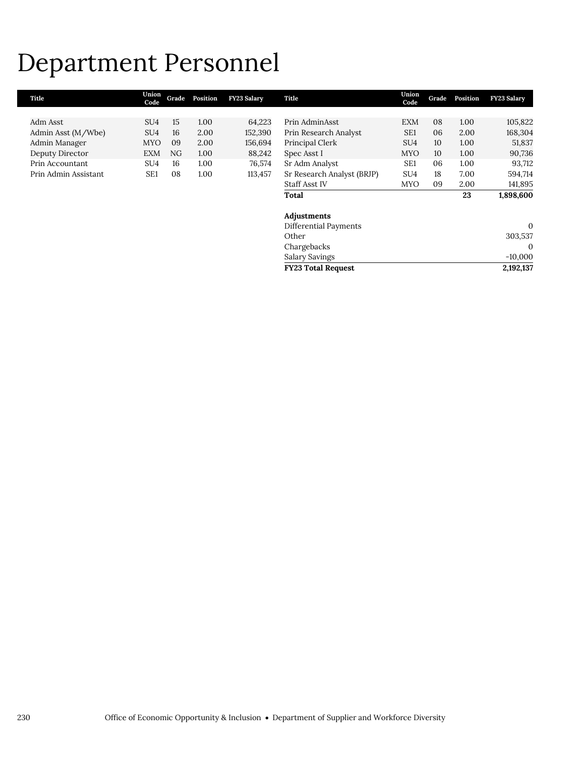# Department Personnel

| Title | Union Code | Grade | Position | FY23 Salary |
|---|---|---|---|---|
| Adm Asst | SU4 | 15 | 1.00 | 64,223 |
| Admin Asst (M/Wbe) | SU4 | 16 | 2.00 | 152,390 |
| Admin Manager | MYO | 09 | 2.00 | 156,694 |
| Deputy Director | EXM | NG | 1.00 | 88,242 |
| Prin Accountant | SU4 | 16 | 1.00 | 76,574 |
| Prin Admin Assistant | SE1 | 08 | 1.00 | 113,457 |
| Prin AdminAsst | EXM | 08 | 1.00 | 105,822 |
| Prin Research Analyst | SE1 | 06 | 2.00 | 168,304 |
| Principal Clerk | SU4 | 10 | 1.00 | 51,837 |
| Spec Asst I | MYO | 10 | 1.00 | 90,736 |
| Sr Adm Analyst | SE1 | 06 | 1.00 | 93,712 |
| Sr Research Analyst (BRJP) | SU4 | 18 | 7.00 | 594,714 |
| Staff Asst IV | MYO | 09 | 2.00 | 141,895 |
| **Total** | | | **23** | **1,898,600** |

| Adjustments | |
|---|---|
| Differential Payments | 0 |
| Other | 303,537 |
| Chargebacks | 0 |
| Salary Savings | -10,000 |
| **FY23 Total Request** | **2,192,137** |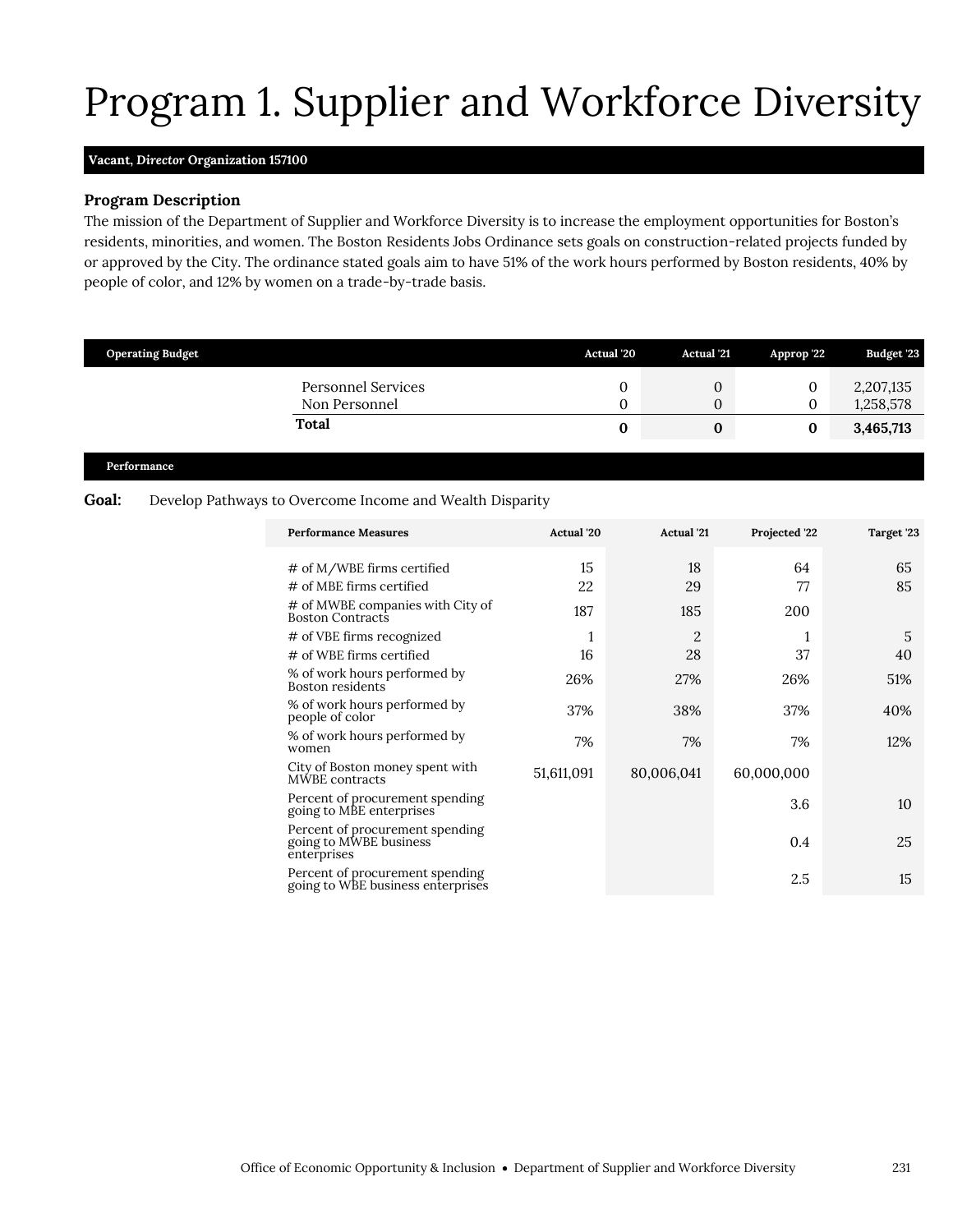# Program 1. Supplier and Workforce Diversity

**Vacant, *Director* Organization 157100**

### Program Description

The mission of the Department of Supplier and Workforce Diversity is to increase the employment opportunities for Boston's residents, minorities, and women. The Boston Residents Jobs Ordinance sets goals on construction-related projects funded by or approved by the City. The ordinance stated goals aim to have 51% of the work hours performed by Boston residents, 40% by people of color, and 12% by women on a trade-by-trade basis.

| Operating Budget | Actual '20 | Actual '21 | Approp '22 | Budget '23 |
|---|---|---|---|---|
| Personnel Services | 0 | 0 | 0 | 2,207,135 |
| Non Personnel | 0 | 0 | 0 | 1,258,578 |
| **Total** | **0** | **0** | **0** | **3,465,713** |

**Performance**

**Goal:** Develop Pathways to Overcome Income and Wealth Disparity

| Performance Measures | Actual '20 | Actual '21 | Projected '22 | Target '23 |
|---|---|---|---|---|
| # of M/WBE firms certified | 15 | 18 | 64 | 65 |
| # of MBE firms certified | 22 | 29 | 77 | 85 |
| # of MWBE companies with City of Boston Contracts | 187 | 185 | 200 | |
| # of VBE firms recognized | 1 | 2 | 1 | 5 |
| # of WBE firms certified | 16 | 28 | 37 | 40 |
| % of work hours performed by Boston residents | 26% | 27% | 26% | 51% |
| % of work hours performed by people of color | 37% | 38% | 37% | 40% |
| % of work hours performed by women | 7% | 7% | 7% | 12% |
| City of Boston money spent with MWBE contracts | 51,611,091 | 80,006,041 | 60,000,000 | |
| Percent of procurement spending going to MBE enterprises | | | 3.6 | 10 |
| Percent of procurement spending going to MWBE business enterprises | | | 0.4 | 25 |
| Percent of procurement spending going to WBE business enterprises | | | 2.5 | 15 |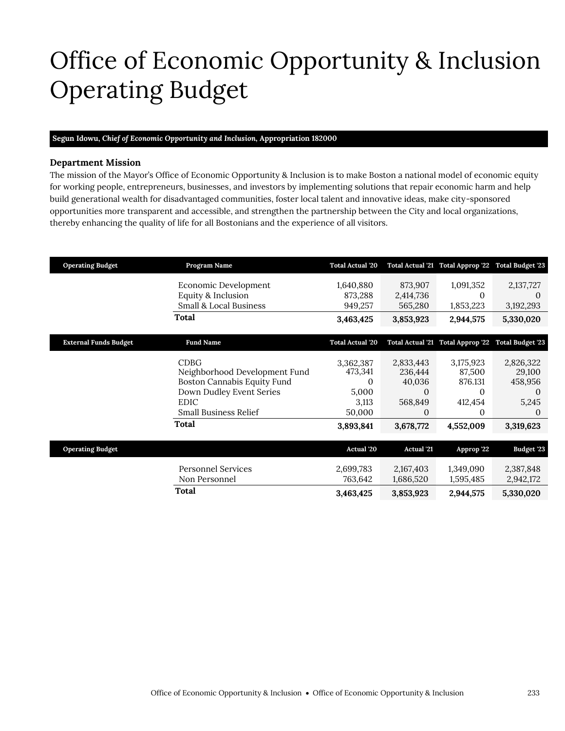# Office of Economic Opportunity & Inclusion Operating Budget

**Segun Idowu, *Chief of Economic Opportunity and Inclusion*, Appropriation 182000**

### Department Mission

The mission of the Mayor's Office of Economic Opportunity & Inclusion is to make Boston a national model of economic equity for working people, entrepreneurs, businesses, and investors by implementing solutions that repair economic harm and help build generational wealth for disadvantaged communities, foster local talent and innovative ideas, make city-sponsored opportunities more transparent and accessible, and strengthen the partnership between the City and local organizations, thereby enhancing the quality of life for all Bostonians and the experience of all visitors.

| Operating Budget | Program Name | Total Actual '20 | Total Actual '21 | Total Approp '22 | Total Budget '23 |
|---|---|---|---|---|---|
| | Economic Development | 1,640,880 | 873,907 | 1,091,352 | 2,137,727 |
| | Equity & Inclusion | 873,288 | 2,414,736 | 0 | 0 |
| | Small & Local Business | 949,257 | 565,280 | 1,853,223 | 3,192,293 |
| | **Total** | **3,463,425** | **3,853,923** | **2,944,575** | **5,330,020** |

| External Funds Budget | Fund Name | Total Actual '20 | Total Actual '21 | Total Approp '22 | Total Budget '23 |
|---|---|---|---|---|---|
| | CDBG | 3,362,387 | 2,833,443 | 3,175,923 | 2,826,322 |
| | Neighborhood Development Fund | 473,341 | 236,444 | 87,500 | 29,100 |
| | Boston Cannabis Equity Fund | 0 | 40,036 | 876.131 | 458,956 |
| | Down Dudley Event Series | 5,000 | 0 | 0 | 0 |
| | EDIC | 3,113 | 568,849 | 412,454 | 5,245 |
| | Small Business Relief | 50,000 | 0 | 0 | 0 |
| | **Total** | **3,893,841** | **3,678,772** | **4,552,009** | **3,319,623** |

| Operating Budget | | Actual '20 | Actual '21 | Approp '22 | Budget '23 |
|---|---|---|---|---|---|
| | Personnel Services | 2,699,783 | 2,167,403 | 1,349,090 | 2,387,848 |
| | Non Personnel | 763,642 | 1,686,520 | 1,595,485 | 2,942,172 |
| | **Total** | **3,463,425** | **3,853,923** | **2,944,575** | **5,330,020** |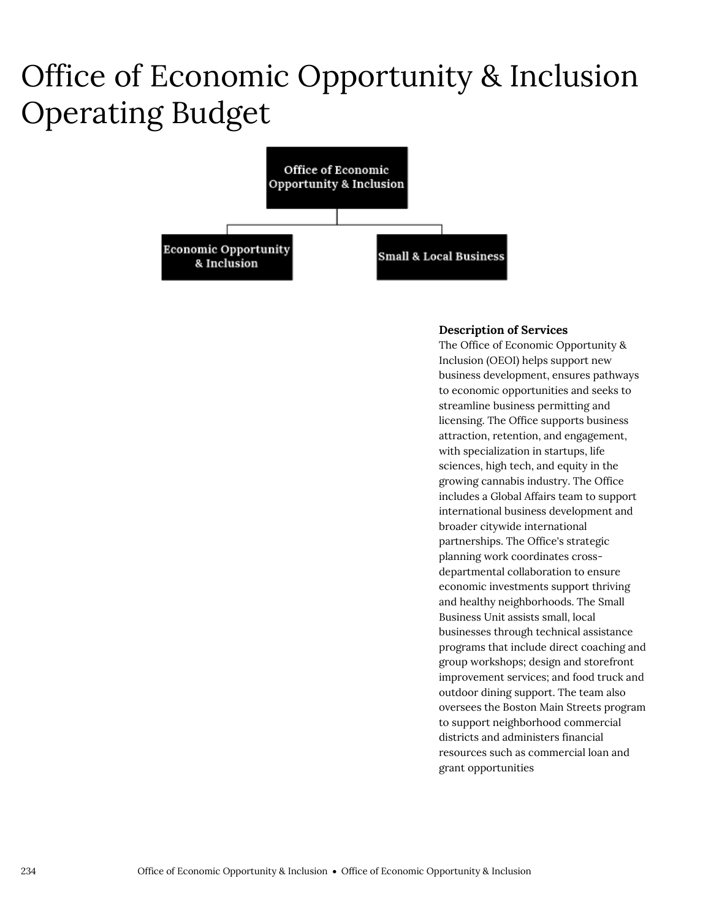# Office of Economic Opportunity & Inclusion Operating Budget

Office of Economic Opportunity & Inclusion

Economic Opportunity & Inclusion

Small & Local Business

**Description of Services**

The Office of Economic Opportunity & Inclusion (OEOI) helps support new business development, ensures pathways to economic opportunities and seeks to streamline business permitting and licensing. The Office supports business attraction, retention, and engagement, with specialization in startups, life sciences, high tech, and equity in the growing cannabis industry. The Office includes a Global Affairs team to support international business development and broader citywide international partnerships. The Office's strategic planning work coordinates cross-departmental collaboration to ensure economic investments support thriving and healthy neighborhoods. The Small Business Unit assists small, local businesses through technical assistance programs that include direct coaching and group workshops; design and storefront improvement services; and food truck and outdoor dining support. The team also oversees the Boston Main Streets program to support neighborhood commercial districts and administers financial resources such as commercial loan and grant opportunities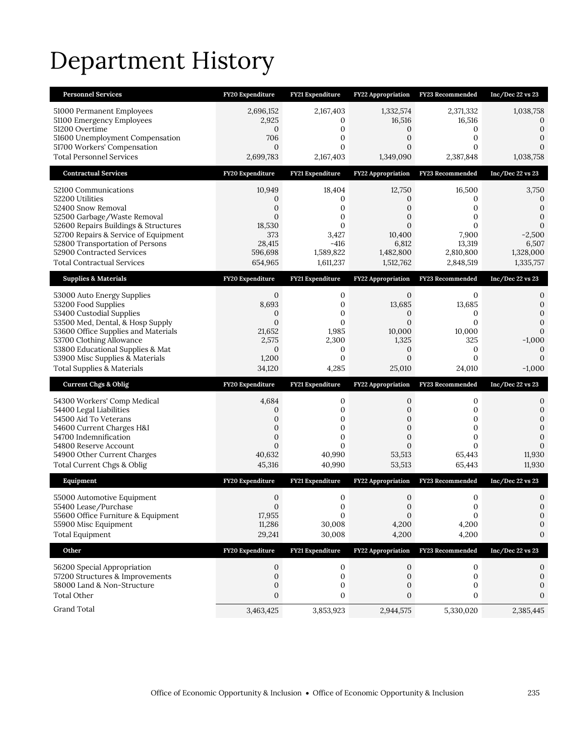# Department History

| Personnel Services | FY20 Expenditure | FY21 Expenditure | FY22 Appropriation | FY23 Recommended | Inc/Dec 22 vs 23 |
|---|---|---|---|---|---|
| 51000 Permanent Employees | 2,696,152 | 2,167,403 | 1,332,574 | 2,371,332 | 1,038,758 |
| 51100 Emergency Employees | 2,925 | 0 | 16,516 | 16,516 | 0 |
| 51200 Overtime | 0 | 0 | 0 | 0 | 0 |
| 51600 Unemployment Compensation | 706 | 0 | 0 | 0 | 0 |
| 51700 Workers' Compensation | 0 | 0 | 0 | 0 | 0 |
| Total Personnel Services | 2,699,783 | 2,167,403 | 1,349,090 | 2,387,848 | 1,038,758 |
| **Contractual Services** | **FY20 Expenditure** | **FY21 Expenditure** | **FY22 Appropriation** | **FY23 Recommended** | **Inc/Dec 22 vs 23** |
| 52100 Communications | 10,949 | 18,404 | 12,750 | 16,500 | 3,750 |
| 52200 Utilities | 0 | 0 | 0 | 0 | 0 |
| 52400 Snow Removal | 0 | 0 | 0 | 0 | 0 |
| 52500 Garbage/Waste Removal | 0 | 0 | 0 | 0 | 0 |
| 52600 Repairs Buildings & Structures | 18,530 | 0 | 0 | 0 | 0 |
| 52700 Repairs & Service of Equipment | 373 | 3,427 | 10,400 | 7,900 | -2,500 |
| 52800 Transportation of Persons | 28,415 | -416 | 6,812 | 13,319 | 6,507 |
| 52900 Contracted Services | 596,698 | 1,589,822 | 1,482,800 | 2,810,800 | 1,328,000 |
| Total Contractual Services | 654,965 | 1,611,237 | 1,512,762 | 2,848,519 | 1,335,757 |
| **Supplies & Materials** | **FY20 Expenditure** | **FY21 Expenditure** | **FY22 Appropriation** | **FY23 Recommended** | **Inc/Dec 22 vs 23** |
| 53000 Auto Energy Supplies | 0 | 0 | 0 | 0 | 0 |
| 53200 Food Supplies | 8,693 | 0 | 13,685 | 13,685 | 0 |
| 53400 Custodial Supplies | 0 | 0 | 0 | 0 | 0 |
| 53500 Med, Dental, & Hosp Supply | 0 | 0 | 0 | 0 | 0 |
| 53600 Office Supplies and Materials | 21,652 | 1,985 | 10,000 | 10,000 | 0 |
| 53700 Clothing Allowance | 2,575 | 2,300 | 1,325 | 325 | -1,000 |
| 53800 Educational Supplies & Mat | 0 | 0 | 0 | 0 | 0 |
| 53900 Misc Supplies & Materials | 1,200 | 0 | 0 | 0 | 0 |
| Total Supplies & Materials | 34,120 | 4,285 | 25,010 | 24,010 | -1,000 |
| **Current Chgs & Oblig** | **FY20 Expenditure** | **FY21 Expenditure** | **FY22 Appropriation** | **FY23 Recommended** | **Inc/Dec 22 vs 23** |
| 54300 Workers' Comp Medical | 4,684 | 0 | 0 | 0 | 0 |
| 54400 Legal Liabilities | 0 | 0 | 0 | 0 | 0 |
| 54500 Aid To Veterans | 0 | 0 | 0 | 0 | 0 |
| 54600 Current Charges H&I | 0 | 0 | 0 | 0 | 0 |
| 54700 Indemnification | 0 | 0 | 0 | 0 | 0 |
| 54800 Reserve Account | 0 | 0 | 0 | 0 | 0 |
| 54900 Other Current Charges | 40,632 | 40,990 | 53,513 | 65,443 | 11,930 |
| Total Current Chgs & Oblig | 45,316 | 40,990 | 53,513 | 65,443 | 11,930 |
| **Equipment** | **FY20 Expenditure** | **FY21 Expenditure** | **FY22 Appropriation** | **FY23 Recommended** | **Inc/Dec 22 vs 23** |
| 55000 Automotive Equipment | 0 | 0 | 0 | 0 | 0 |
| 55400 Lease/Purchase | 0 | 0 | 0 | 0 | 0 |
| 55600 Office Furniture & Equipment | 17,955 | 0 | 0 | 0 | 0 |
| 55900 Misc Equipment | 11,286 | 30,008 | 4,200 | 4,200 | 0 |
| Total Equipment | 29,241 | 30,008 | 4,200 | 4,200 | 0 |
| **Other** | **FY20 Expenditure** | **FY21 Expenditure** | **FY22 Appropriation** | **FY23 Recommended** | **Inc/Dec 22 vs 23** |
| 56200 Special Appropriation | 0 | 0 | 0 | 0 | 0 |
| 57200 Structures & Improvements | 0 | 0 | 0 | 0 | 0 |
| 58000 Land & Non-Structure | 0 | 0 | 0 | 0 | 0 |
| Total Other | 0 | 0 | 0 | 0 | 0 |
| Grand Total | 3,463,425 | 3,853,923 | 2,944,575 | 5,330,020 | 2,385,445 |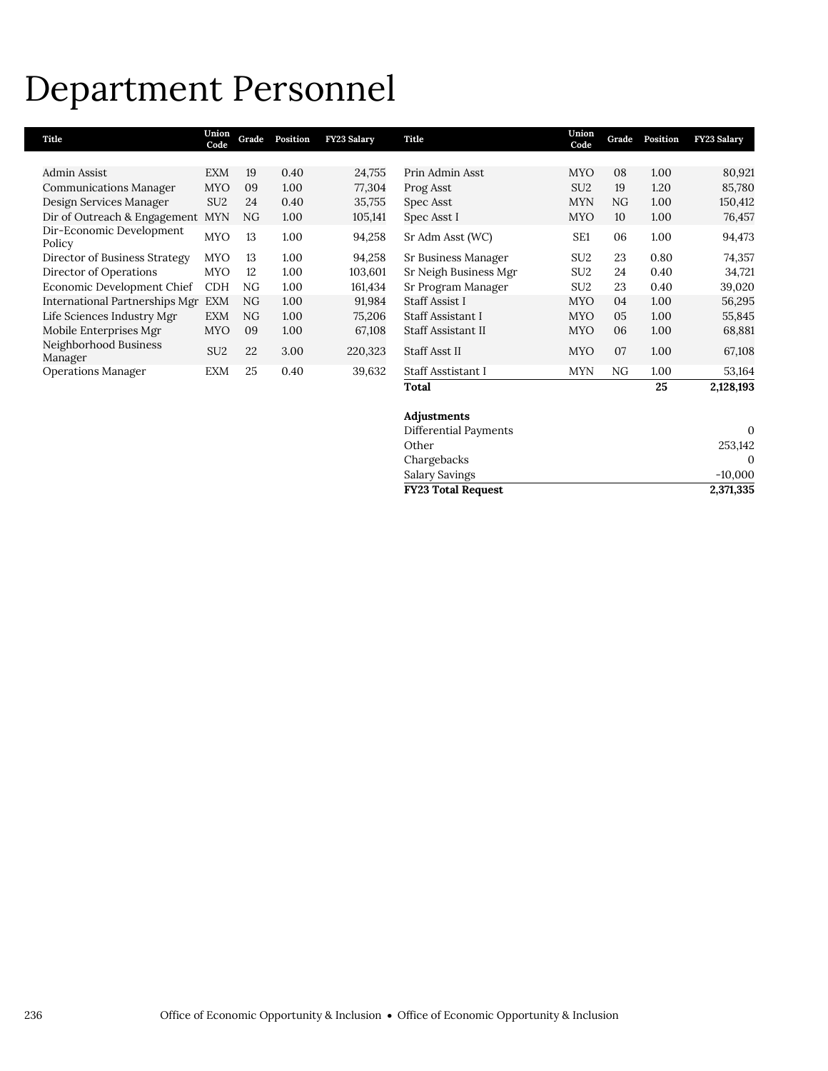# Department Personnel

| Title | Union Code | Grade | Position | FY23 Salary |
|---|---|---|---|---|
| Admin Assist | EXM | 19 | 0.40 | 24,755 |
| Communications Manager | MYO | 09 | 1.00 | 77,304 |
| Design Services Manager | SU2 | 24 | 0.40 | 35,755 |
| Dir of Outreach & Engagement | MYN | NG | 1.00 | 105,141 |
| Dir-Economic Development Policy | MYO | 13 | 1.00 | 94,258 |
| Director of Business Strategy | MYO | 13 | 1.00 | 94,258 |
| Director of Operations | MYO | 12 | 1.00 | 103,601 |
| Economic Development Chief | CDH | NG | 1.00 | 161,434 |
| International Partnerships Mgr | EXM | NG | 1.00 | 91,984 |
| Life Sciences Industry Mgr | EXM | NG | 1.00 | 75,206 |
| Mobile Enterprises Mgr | MYO | 09 | 1.00 | 67,108 |
| Neighborhood Business Manager | SU2 | 22 | 3.00 | 220,323 |
| Operations Manager | EXM | 25 | 0.40 | 39,632 |
| Prin Admin Asst | MYO | 08 | 1.00 | 80,921 |
| Prog Asst | SU2 | 19 | 1.20 | 85,780 |
| Spec Asst | MYN | NG | 1.00 | 150,412 |
| Spec Asst I | MYO | 10 | 1.00 | 76,457 |
| Sr Adm Asst (WC) | SE1 | 06 | 1.00 | 94,473 |
| Sr Business Manager | SU2 | 23 | 0.80 | 74,357 |
| Sr Neigh Business Mgr | SU2 | 24 | 0.40 | 34,721 |
| Sr Program Manager | SU2 | 23 | 0.40 | 39,020 |
| Staff Assist I | MYO | 04 | 1.00 | 56,295 |
| Staff Assistant I | MYO | 05 | 1.00 | 55,845 |
| Staff Assistant II | MYO | 06 | 1.00 | 68,881 |
| Staff Asst II | MYO | 07 | 1.00 | 67,108 |
| Staff Asstistant I | MYN | NG | 1.00 | 53,164 |
| **Total** | | | **25** | **2,128,193** |

| **Adjustments** | |
|---|---|
| Differential Payments | 0 |
| Other | 253,142 |
| Chargebacks | 0 |
| Salary Savings | -10,000 |
| **FY23 Total Request** | **2,371,335** |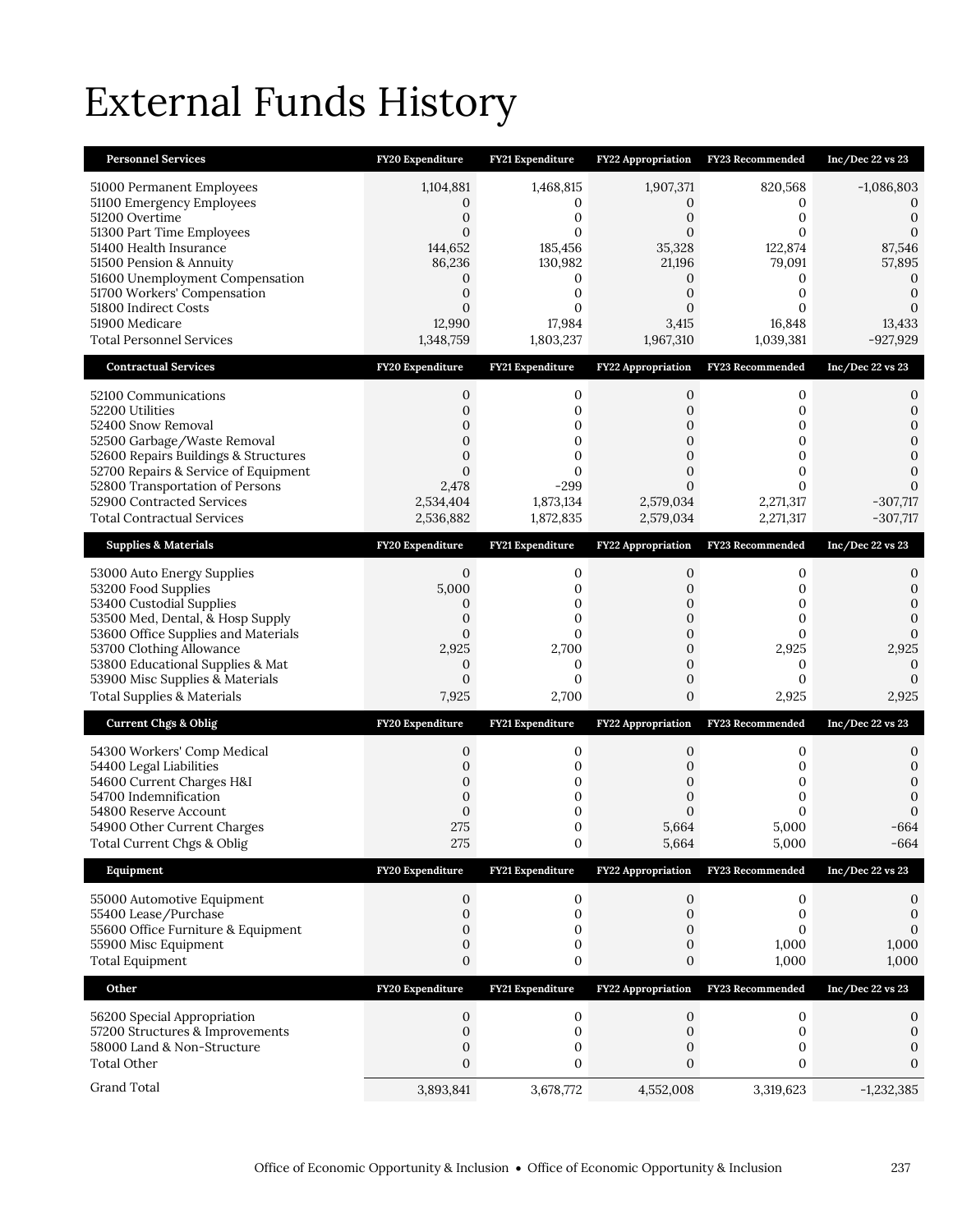# External Funds History

| Personnel Services | FY20 Expenditure | FY21 Expenditure | FY22 Appropriation | FY23 Recommended | Inc/Dec 22 vs 23 |
|---|---|---|---|---|---|
| 51000 Permanent Employees | 1,104,881 | 1,468,815 | 1,907,371 | 820,568 | -1,086,803 |
| 51100 Emergency Employees | 0 | 0 | 0 | 0 | 0 |
| 51200 Overtime | 0 | 0 | 0 | 0 | 0 |
| 51300 Part Time Employees | 0 | 0 | 0 | 0 | 0 |
| 51400 Health Insurance | 144,652 | 185,456 | 35,328 | 122,874 | 87,546 |
| 51500 Pension & Annuity | 86,236 | 130,982 | 21,196 | 79,091 | 57,895 |
| 51600 Unemployment Compensation | 0 | 0 | 0 | 0 | 0 |
| 51700 Workers' Compensation | 0 | 0 | 0 | 0 | 0 |
| 51800 Indirect Costs | 0 | 0 | 0 | 0 | 0 |
| 51900 Medicare | 12,990 | 17,984 | 3,415 | 16,848 | 13,433 |
| Total Personnel Services | 1,348,759 | 1,803,237 | 1,967,310 | 1,039,381 | -927,929 |

| Contractual Services | FY20 Expenditure | FY21 Expenditure | FY22 Appropriation | FY23 Recommended | Inc/Dec 22 vs 23 |
|---|---|---|---|---|---|
| 52100 Communications | 0 | 0 | 0 | 0 | 0 |
| 52200 Utilities | 0 | 0 | 0 | 0 | 0 |
| 52400 Snow Removal | 0 | 0 | 0 | 0 | 0 |
| 52500 Garbage/Waste Removal | 0 | 0 | 0 | 0 | 0 |
| 52600 Repairs Buildings & Structures | 0 | 0 | 0 | 0 | 0 |
| 52700 Repairs & Service of Equipment | 0 | 0 | 0 | 0 | 0 |
| 52800 Transportation of Persons | 2,478 | -299 | 0 | 0 | 0 |
| 52900 Contracted Services | 2,534,404 | 1,873,134 | 2,579,034 | 2,271,317 | -307,717 |
| Total Contractual Services | 2,536,882 | 1,872,835 | 2,579,034 | 2,271,317 | -307,717 |

| Supplies & Materials | FY20 Expenditure | FY21 Expenditure | FY22 Appropriation | FY23 Recommended | Inc/Dec 22 vs 23 |
|---|---|---|---|---|---|
| 53000 Auto Energy Supplies | 0 | 0 | 0 | 0 | 0 |
| 53200 Food Supplies | 5,000 | 0 | 0 | 0 | 0 |
| 53400 Custodial Supplies | 0 | 0 | 0 | 0 | 0 |
| 53500 Med, Dental, & Hosp Supply | 0 | 0 | 0 | 0 | 0 |
| 53600 Office Supplies and Materials | 0 | 0 | 0 | 0 | 0 |
| 53700 Clothing Allowance | 2,925 | 2,700 | 0 | 2,925 | 2,925 |
| 53800 Educational Supplies & Mat | 0 | 0 | 0 | 0 | 0 |
| 53900 Misc Supplies & Materials | 0 | 0 | 0 | 0 | 0 |
| Total Supplies & Materials | 7,925 | 2,700 | 0 | 2,925 | 2,925 |

| Current Chgs & Oblig | FY20 Expenditure | FY21 Expenditure | FY22 Appropriation | FY23 Recommended | Inc/Dec 22 vs 23 |
|---|---|---|---|---|---|
| 54300 Workers' Comp Medical | 0 | 0 | 0 | 0 | 0 |
| 54400 Legal Liabilities | 0 | 0 | 0 | 0 | 0 |
| 54600 Current Charges H&I | 0 | 0 | 0 | 0 | 0 |
| 54700 Indemnification | 0 | 0 | 0 | 0 | 0 |
| 54800 Reserve Account | 0 | 0 | 0 | 0 | 0 |
| 54900 Other Current Charges | 275 | 0 | 5,664 | 5,000 | -664 |
| Total Current Chgs & Oblig | 275 | 0 | 5,664 | 5,000 | -664 |

| Equipment | FY20 Expenditure | FY21 Expenditure | FY22 Appropriation | FY23 Recommended | Inc/Dec 22 vs 23 |
|---|---|---|---|---|---|
| 55000 Automotive Equipment | 0 | 0 | 0 | 0 | 0 |
| 55400 Lease/Purchase | 0 | 0 | 0 | 0 | 0 |
| 55600 Office Furniture & Equipment | 0 | 0 | 0 | 0 | 0 |
| 55900 Misc Equipment | 0 | 0 | 0 | 1,000 | 1,000 |
| Total Equipment | 0 | 0 | 0 | 1,000 | 1,000 |

| Other | FY20 Expenditure | FY21 Expenditure | FY22 Appropriation | FY23 Recommended | Inc/Dec 22 vs 23 |
|---|---|---|---|---|---|
| 56200 Special Appropriation | 0 | 0 | 0 | 0 | 0 |
| 57200 Structures & Improvements | 0 | 0 | 0 | 0 | 0 |
| 58000 Land & Non-Structure | 0 | 0 | 0 | 0 | 0 |
| Total Other | 0 | 0 | 0 | 0 | 0 |
| Grand Total | 3,893,841 | 3,678,772 | 4,552,008 | 3,319,623 | -1,232,385 |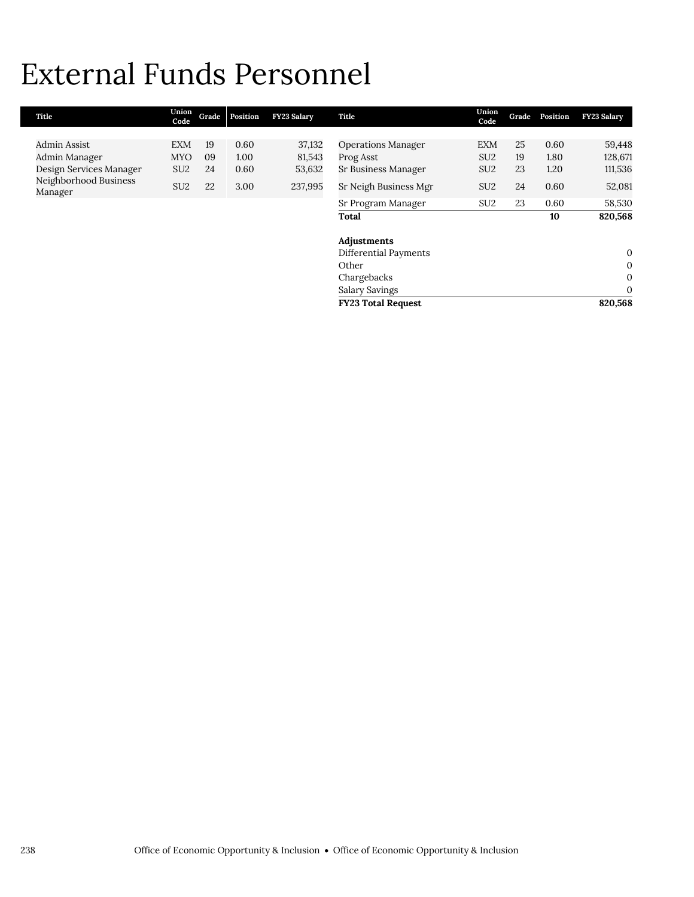# External Funds Personnel

| Title | Union Code | Grade | Position | FY23 Salary |
|---|---|---|---|---|
| Admin Assist | EXM | 19 | 0.60 | 37,132 |
| Admin Manager | MYO | 09 | 1.00 | 81,543 |
| Design Services Manager | SU2 | 24 | 0.60 | 53,632 |
| Neighborhood Business Manager | SU2 | 22 | 3.00 | 237,995 |
| Operations Manager | EXM | 25 | 0.60 | 59,448 |
| Prog Asst | SU2 | 19 | 1.80 | 128,671 |
| Sr Business Manager | SU2 | 23 | 1.20 | 111,536 |
| Sr Neigh Business Mgr | SU2 | 24 | 0.60 | 52,081 |
| Sr Program Manager | SU2 | 23 | 0.60 | 58,530 |
| **Total** | | | **10** | **820,568** |

| **Adjustments** | |
|---|---|
| Differential Payments | 0 |
| Other | 0 |
| Chargebacks | 0 |
| Salary Savings | 0 |
| **FY23 Total Request** | **820,568** |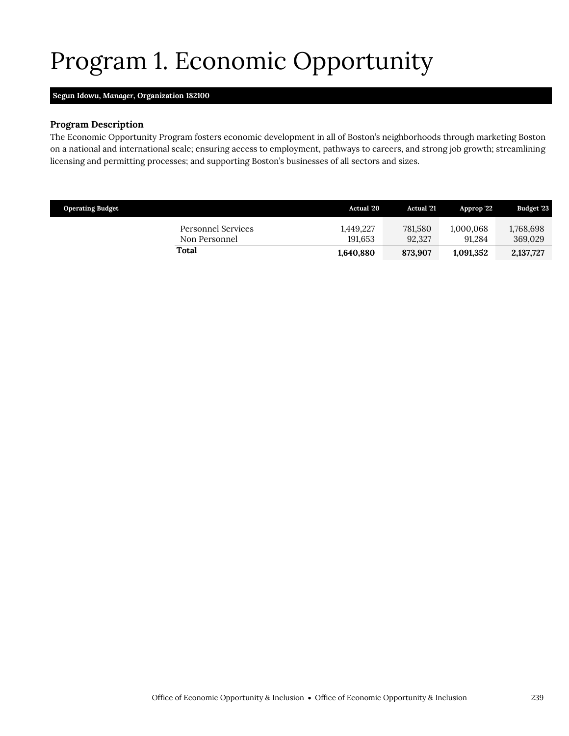# Program 1. Economic Opportunity

**Segun Idowu, *Manager*, Organization 182100**

### Program Description

The Economic Opportunity Program fosters economic development in all of Boston's neighborhoods through marketing Boston on a national and international scale; ensuring access to employment, pathways to careers, and strong job growth; streamlining licensing and permitting processes; and supporting Boston's businesses of all sectors and sizes.

| Operating Budget | Actual '20 | Actual '21 | Approp '22 | Budget '23 |
|---|---|---|---|---|
| Personnel Services | 1,449,227 | 781,580 | 1,000,068 | 1,768,698 |
| Non Personnel | 191,653 | 92,327 | 91,284 | 369,029 |
| **Total** | **1,640,880** | **873,907** | **1,091,352** | **2,137,727** |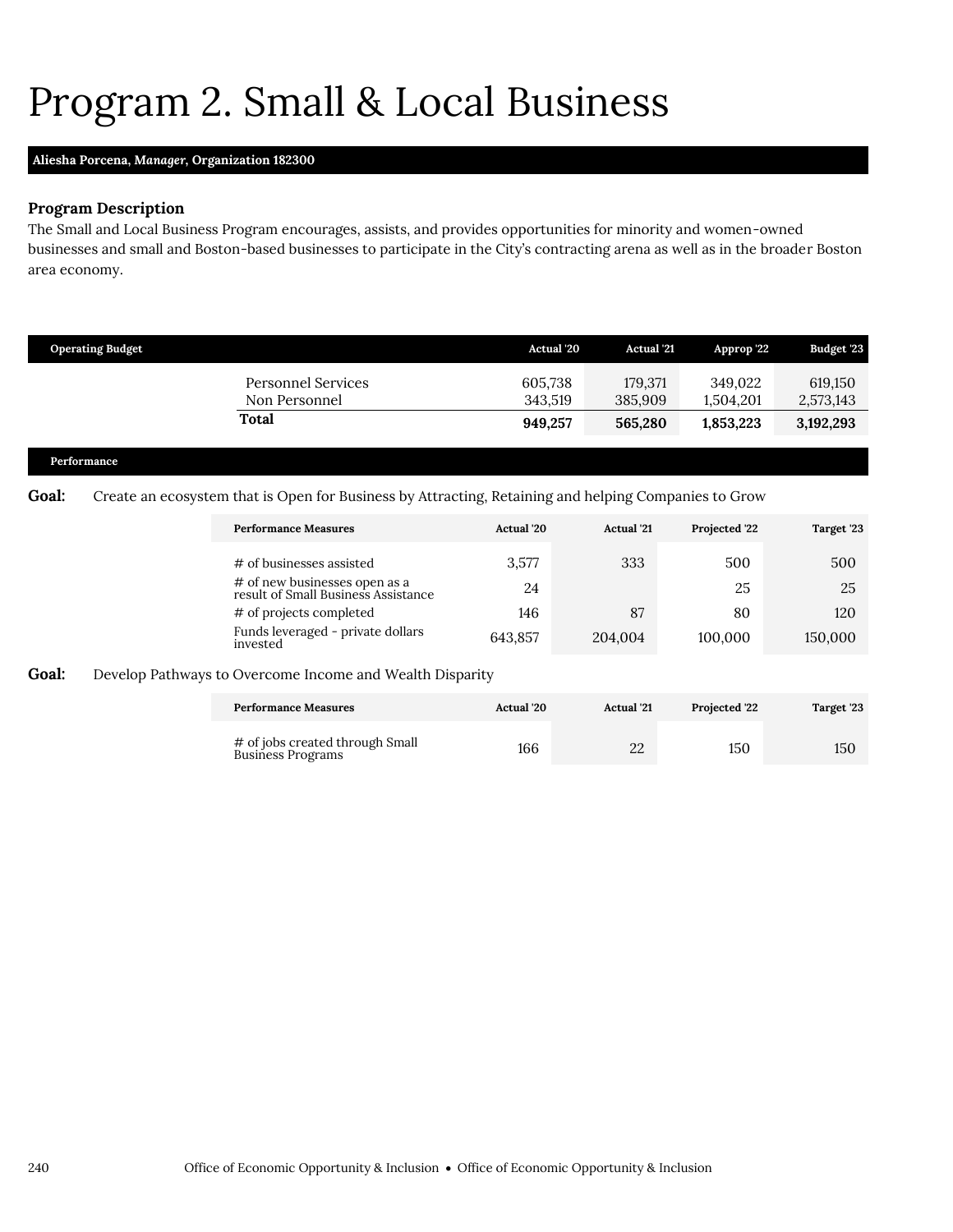# Program 2. Small & Local Business

**Aliesha Porcena, *Manager*, Organization 182300**

### Program Description

The Small and Local Business Program encourages, assists, and provides opportunities for minority and women-owned businesses and small and Boston-based businesses to participate in the City's contracting arena as well as in the broader Boston area economy.

| Operating Budget | Actual '20 | Actual '21 | Approp '22 | Budget '23 |
|---|---|---|---|---|
| Personnel Services | 605,738 | 179,371 | 349,022 | 619,150 |
| Non Personnel | 343,519 | 385,909 | 1,504,201 | 2,573,143 |
| **Total** | **949,257** | **565,280** | **1,853,223** | **3,192,293** |

### Performance

**Goal:** Create an ecosystem that is Open for Business by Attracting, Retaining and helping Companies to Grow

| Performance Measures | Actual '20 | Actual '21 | Projected '22 | Target '23 |
|---|---|---|---|---|
| # of businesses assisted | 3,577 | 333 | 500 | 500 |
| # of new businesses open as a result of Small Business Assistance | 24 | | 25 | 25 |
| # of projects completed | 146 | 87 | 80 | 120 |
| Funds leveraged - private dollars invested | 643,857 | 204,004 | 100,000 | 150,000 |

**Goal:** Develop Pathways to Overcome Income and Wealth Disparity

| Performance Measures | Actual '20 | Actual '21 | Projected '22 | Target '23 |
|---|---|---|---|---|
| # of jobs created through Small Business Programs | 166 | 22 | 150 | 150 |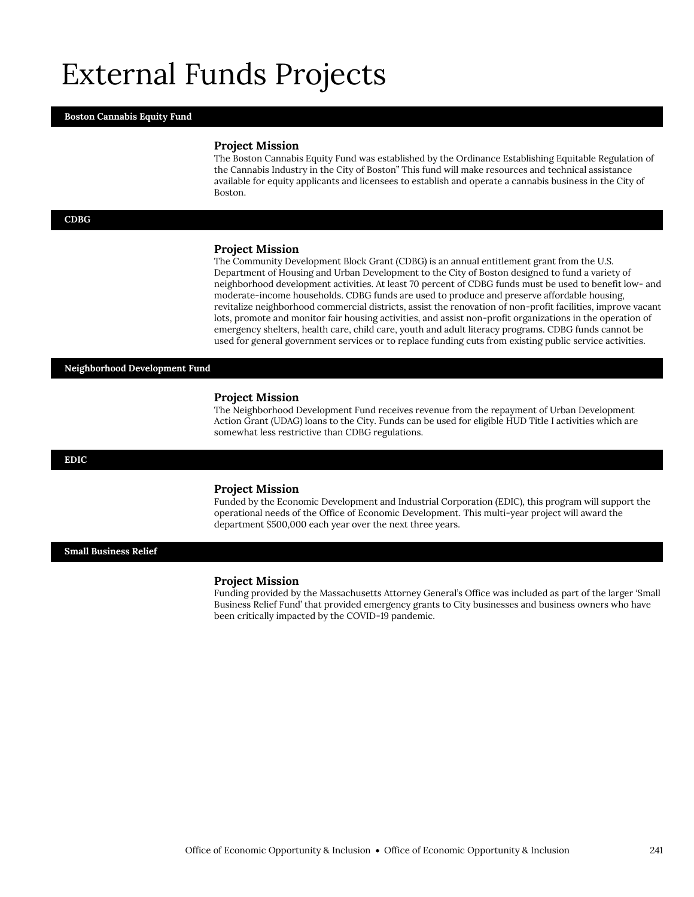# External Funds Projects

## Boston Cannabis Equity Fund

### Project Mission

The Boston Cannabis Equity Fund was established by the Ordinance Establishing Equitable Regulation of the Cannabis Industry in the City of Boston" This fund will make resources and technical assistance available for equity applicants and licensees to establish and operate a cannabis business in the City of Boston.

## CDBG

### Project Mission

The Community Development Block Grant (CDBG) is an annual entitlement grant from the U.S. Department of Housing and Urban Development to the City of Boston designed to fund a variety of neighborhood development activities. At least 70 percent of CDBG funds must be used to benefit low- and moderate-income households. CDBG funds are used to produce and preserve affordable housing, revitalize neighborhood commercial districts, assist the renovation of non-profit facilities, improve vacant lots, promote and monitor fair housing activities, and assist non-profit organizations in the operation of emergency shelters, health care, child care, youth and adult literacy programs. CDBG funds cannot be used for general government services or to replace funding cuts from existing public service activities.

## Neighborhood Development Fund

### Project Mission

The Neighborhood Development Fund receives revenue from the repayment of Urban Development Action Grant (UDAG) loans to the City. Funds can be used for eligible HUD Title I activities which are somewhat less restrictive than CDBG regulations.

## EDIC

### Project Mission

Funded by the Economic Development and Industrial Corporation (EDIC), this program will support the operational needs of the Office of Economic Development. This multi-year project will award the department $500,000 each year over the next three years.

## Small Business Relief

### Project Mission

Funding provided by the Massachusetts Attorney General's Office was included as part of the larger 'Small Business Relief Fund' that provided emergency grants to City businesses and business owners who have been critically impacted by the COVID-19 pandemic.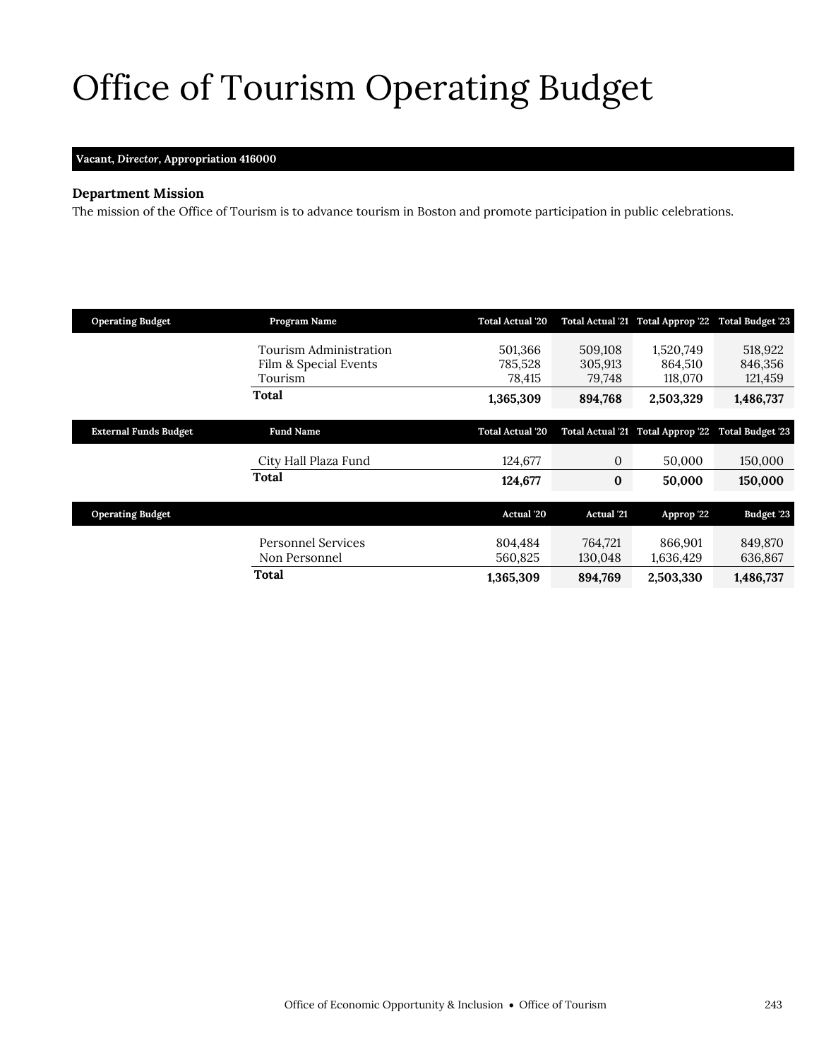# Office of Tourism Operating Budget

**Vacant, *Director*, Appropriation 416000**

### Department Mission

The mission of the Office of Tourism is to advance tourism in Boston and promote participation in public celebrations.

| Operating Budget | Program Name | Total Actual '20 | Total Actual '21 | Total Approp '22 | Total Budget '23 |
|---|---|---|---|---|---|
| | Tourism Administration | 501,366 | 509,108 | 1,520,749 | 518,922 |
| | Film & Special Events | 785,528 | 305,913 | 864,510 | 846,356 |
| | Tourism | 78,415 | 79,748 | 118,070 | 121,459 |
| | **Total** | **1,365,309** | **894,768** | **2,503,329** | **1,486,737** |

| External Funds Budget | Fund Name | Total Actual '20 | Total Actual '21 | Total Approp '22 | Total Budget '23 |
|---|---|---|---|---|---|
| | City Hall Plaza Fund | 124,677 | 0 | 50,000 | 150,000 |
| | **Total** | **124,677** | **0** | **50,000** | **150,000** |

| Operating Budget | | Actual '20 | Actual '21 | Approp '22 | Budget '23 |
|---|---|---|---|---|---|
| | Personnel Services | 804,484 | 764,721 | 866,901 | 849,870 |
| | Non Personnel | 560,825 | 130,048 | 1,636,429 | 636,867 |
| | **Total** | **1,365,309** | **894,769** | **2,503,330** | **1,486,737** |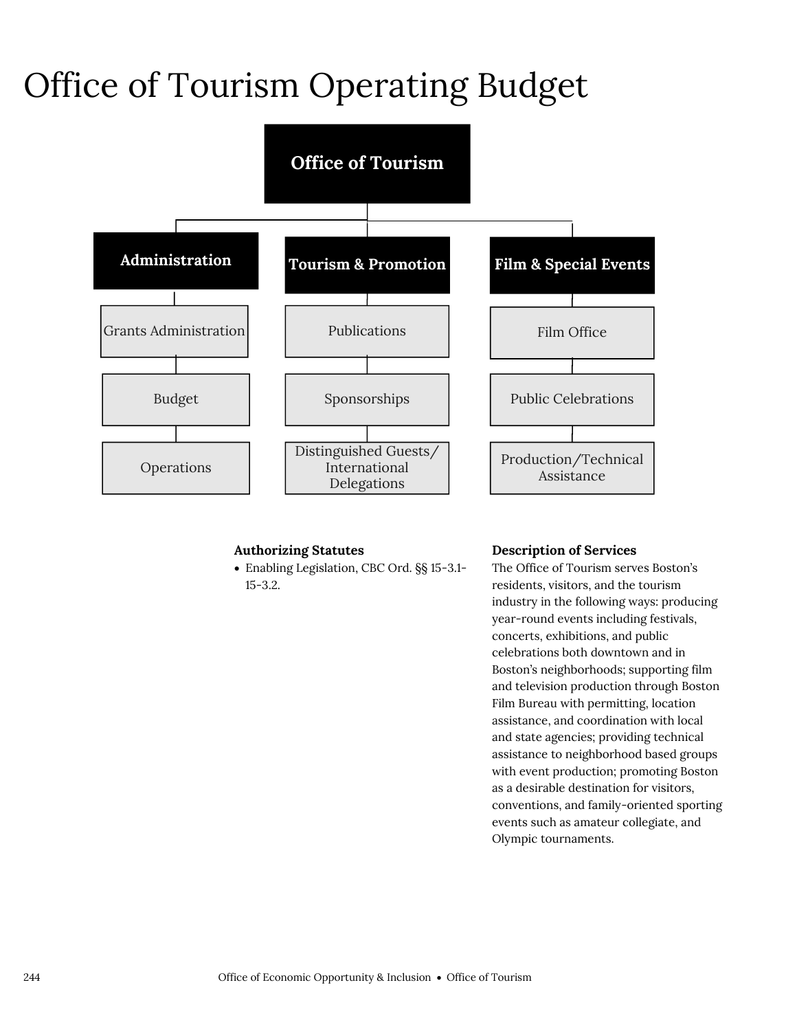# Office of Tourism Operating Budget

**Office of Tourism**

- **Administration**
  - Grants Administration
  - Budget
  - Operations
- **Tourism & Promotion**
  - Publications
  - Sponsorships
  - Distinguished Guests/ International Delegations
- **Film & Special Events**
  - Film Office
  - Public Celebrations
  - Production/Technical Assistance

### Authorizing Statutes

- Enabling Legislation, CBC Ord. §§ 15-3.1-15-3.2.

### Description of Services

The Office of Tourism serves Boston's residents, visitors, and the tourism industry in the following ways: producing year-round events including festivals, concerts, exhibitions, and public celebrations both downtown and in Boston's neighborhoods; supporting film and television production through Boston Film Bureau with permitting, location assistance, and coordination with local and state agencies; providing technical assistance to neighborhood based groups with event production; promoting Boston as a desirable destination for visitors, conventions, and family-oriented sporting events such as amateur collegiate, and Olympic tournaments.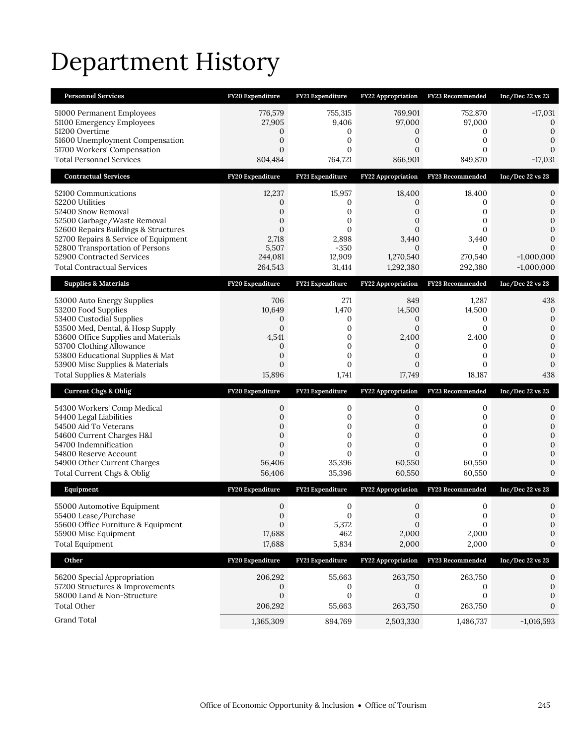# Department History

| Personnel Services | FY20 Expenditure | FY21 Expenditure | FY22 Appropriation | FY23 Recommended | Inc/Dec 22 vs 23 |
|---|---|---|---|---|---|
| 51000 Permanent Employees | 776,579 | 755,315 | 769,901 | 752,870 | -17,031 |
| 51100 Emergency Employees | 27,905 | 9,406 | 97,000 | 97,000 | 0 |
| 51200 Overtime | 0 | 0 | 0 | 0 | 0 |
| 51600 Unemployment Compensation | 0 | 0 | 0 | 0 | 0 |
| 51700 Workers' Compensation | 0 | 0 | 0 | 0 | 0 |
| Total Personnel Services | 804,484 | 764,721 | 866,901 | 849,870 | -17,031 |

| Contractual Services | FY20 Expenditure | FY21 Expenditure | FY22 Appropriation | FY23 Recommended | Inc/Dec 22 vs 23 |
|---|---|---|---|---|---|
| 52100 Communications | 12,237 | 15,957 | 18,400 | 18,400 | 0 |
| 52200 Utilities | 0 | 0 | 0 | 0 | 0 |
| 52400 Snow Removal | 0 | 0 | 0 | 0 | 0 |
| 52500 Garbage/Waste Removal | 0 | 0 | 0 | 0 | 0 |
| 52600 Repairs Buildings & Structures | 0 | 0 | 0 | 0 | 0 |
| 52700 Repairs & Service of Equipment | 2,718 | 2,898 | 3,440 | 3,440 | 0 |
| 52800 Transportation of Persons | 5,507 | -350 | 0 | 0 | 0 |
| 52900 Contracted Services | 244,081 | 12,909 | 1,270,540 | 270,540 | -1,000,000 |
| Total Contractual Services | 264,543 | 31,414 | 1,292,380 | 292,380 | -1,000,000 |

| Supplies & Materials | FY20 Expenditure | FY21 Expenditure | FY22 Appropriation | FY23 Recommended | Inc/Dec 22 vs 23 |
|---|---|---|---|---|---|
| 53000 Auto Energy Supplies | 706 | 271 | 849 | 1,287 | 438 |
| 53200 Food Supplies | 10,649 | 1,470 | 14,500 | 14,500 | 0 |
| 53400 Custodial Supplies | 0 | 0 | 0 | 0 | 0 |
| 53500 Med, Dental, & Hosp Supply | 0 | 0 | 0 | 0 | 0 |
| 53600 Office Supplies and Materials | 4,541 | 0 | 2,400 | 2,400 | 0 |
| 53700 Clothing Allowance | 0 | 0 | 0 | 0 | 0 |
| 53800 Educational Supplies & Mat | 0 | 0 | 0 | 0 | 0 |
| 53900 Misc Supplies & Materials | 0 | 0 | 0 | 0 | 0 |
| Total Supplies & Materials | 15,896 | 1,741 | 17,749 | 18,187 | 438 |

| Current Chgs & Oblig | FY20 Expenditure | FY21 Expenditure | FY22 Appropriation | FY23 Recommended | Inc/Dec 22 vs 23 |
|---|---|---|---|---|---|
| 54300 Workers' Comp Medical | 0 | 0 | 0 | 0 | 0 |
| 54400 Legal Liabilities | 0 | 0 | 0 | 0 | 0 |
| 54500 Aid To Veterans | 0 | 0 | 0 | 0 | 0 |
| 54600 Current Charges H&I | 0 | 0 | 0 | 0 | 0 |
| 54700 Indemnification | 0 | 0 | 0 | 0 | 0 |
| 54800 Reserve Account | 0 | 0 | 0 | 0 | 0 |
| 54900 Other Current Charges | 56,406 | 35,396 | 60,550 | 60,550 | 0 |
| Total Current Chgs & Oblig | 56,406 | 35,396 | 60,550 | 60,550 | 0 |

| Equipment | FY20 Expenditure | FY21 Expenditure | FY22 Appropriation | FY23 Recommended | Inc/Dec 22 vs 23 |
|---|---|---|---|---|---|
| 55000 Automotive Equipment | 0 | 0 | 0 | 0 | 0 |
| 55400 Lease/Purchase | 0 | 0 | 0 | 0 | 0 |
| 55600 Office Furniture & Equipment | 0 | 5,372 | 0 | 0 | 0 |
| 55900 Misc Equipment | 17,688 | 462 | 2,000 | 2,000 | 0 |
| Total Equipment | 17,688 | 5,834 | 2,000 | 2,000 | 0 |

| Other | FY20 Expenditure | FY21 Expenditure | FY22 Appropriation | FY23 Recommended | Inc/Dec 22 vs 23 |
|---|---|---|---|---|---|
| 56200 Special Appropriation | 206,292 | 55,663 | 263,750 | 263,750 | 0 |
| 57200 Structures & Improvements | 0 | 0 | 0 | 0 | 0 |
| 58000 Land & Non-Structure | 0 | 0 | 0 | 0 | 0 |
| Total Other | 206,292 | 55,663 | 263,750 | 263,750 | 0 |
| Grand Total | 1,365,309 | 894,769 | 2,503,330 | 1,486,737 | -1,016,593 |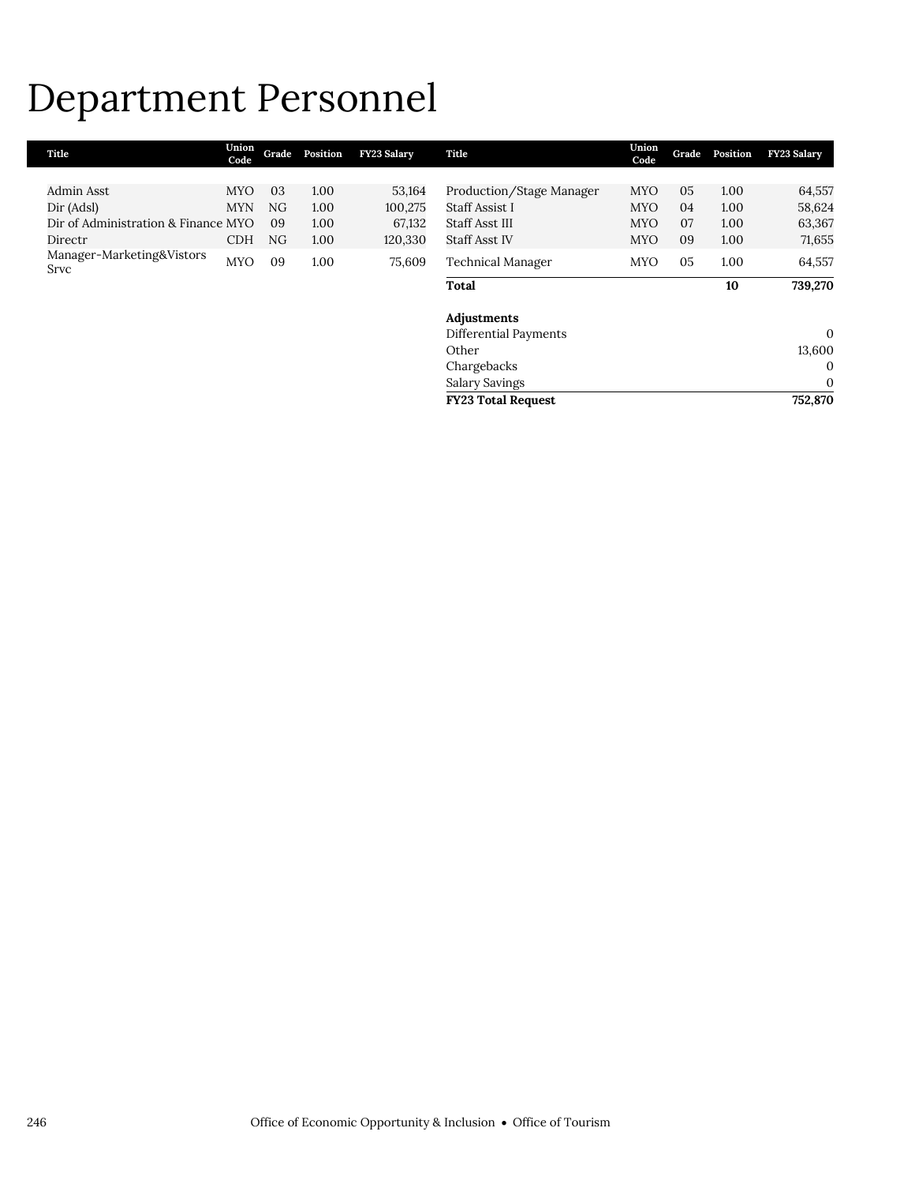# Department Personnel

| Title | Union Code | Grade | Position | FY23 Salary |
|---|---|---|---|---|
| Admin Asst | MYO | 03 | 1.00 | 53,164 |
| Dir (Adsl) | MYN | NG | 1.00 | 100,275 |
| Dir of Administration & Finance | MYO | 09 | 1.00 | 67,132 |
| Directr | CDH | NG | 1.00 | 120,330 |
| Manager-Marketing&Vistors Srvc | MYO | 09 | 1.00 | 75,609 |
| Production/Stage Manager | MYO | 05 | 1.00 | 64,557 |
| Staff Assist I | MYO | 04 | 1.00 | 58,624 |
| Staff Asst III | MYO | 07 | 1.00 | 63,367 |
| Staff Asst IV | MYO | 09 | 1.00 | 71,655 |
| Technical Manager | MYO | 05 | 1.00 | 64,557 |
| **Total** | | | **10** | **739,270** |

| **Adjustments** | |
|---|---|
| Differential Payments | 0 |
| Other | 13,600 |
| Chargebacks | 0 |
| Salary Savings | 0 |
| **FY23 Total Request** | **752,870** |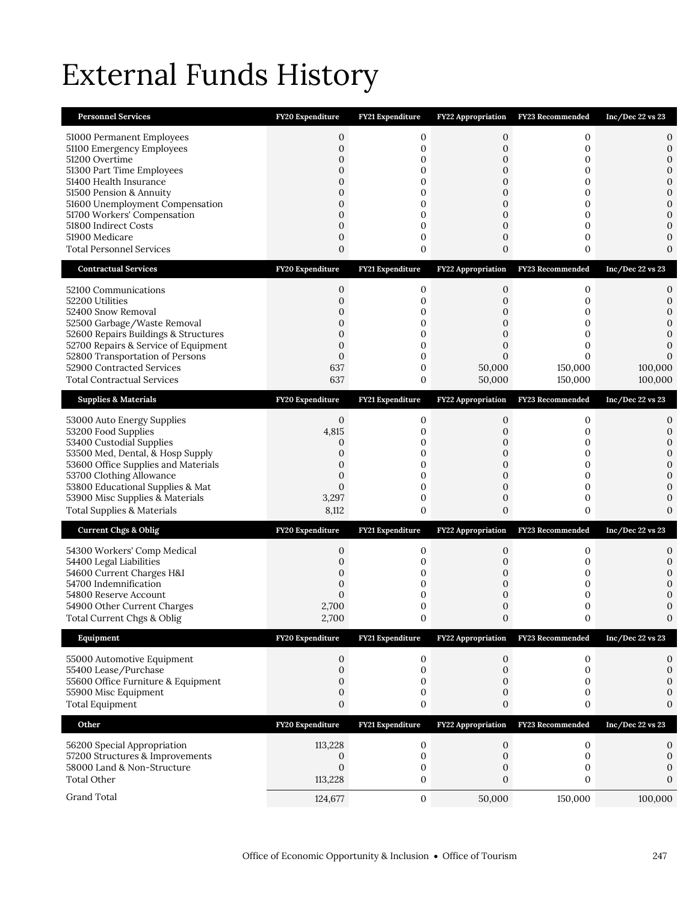# External Funds History

| Personnel Services | FY20 Expenditure | FY21 Expenditure | FY22 Appropriation | FY23 Recommended | Inc/Dec 22 vs 23 |
|---|---|---|---|---|---|
| 51000 Permanent Employees | 0 | 0 | 0 | 0 | 0 |
| 51100 Emergency Employees | 0 | 0 | 0 | 0 | 0 |
| 51200 Overtime | 0 | 0 | 0 | 0 | 0 |
| 51300 Part Time Employees | 0 | 0 | 0 | 0 | 0 |
| 51400 Health Insurance | 0 | 0 | 0 | 0 | 0 |
| 51500 Pension & Annuity | 0 | 0 | 0 | 0 | 0 |
| 51600 Unemployment Compensation | 0 | 0 | 0 | 0 | 0 |
| 51700 Workers' Compensation | 0 | 0 | 0 | 0 | 0 |
| 51800 Indirect Costs | 0 | 0 | 0 | 0 | 0 |
| 51900 Medicare | 0 | 0 | 0 | 0 | 0 |
| Total Personnel Services | 0 | 0 | 0 | 0 | 0 |

| Contractual Services | FY20 Expenditure | FY21 Expenditure | FY22 Appropriation | FY23 Recommended | Inc/Dec 22 vs 23 |
|---|---|---|---|---|---|
| 52100 Communications | 0 | 0 | 0 | 0 | 0 |
| 52200 Utilities | 0 | 0 | 0 | 0 | 0 |
| 52400 Snow Removal | 0 | 0 | 0 | 0 | 0 |
| 52500 Garbage/Waste Removal | 0 | 0 | 0 | 0 | 0 |
| 52600 Repairs Buildings & Structures | 0 | 0 | 0 | 0 | 0 |
| 52700 Repairs & Service of Equipment | 0 | 0 | 0 | 0 | 0 |
| 52800 Transportation of Persons | 0 | 0 | 0 | 0 | 0 |
| 52900 Contracted Services | 637 | 0 | 50,000 | 150,000 | 100,000 |
| Total Contractual Services | 637 | 0 | 50,000 | 150,000 | 100,000 |

| Supplies & Materials | FY20 Expenditure | FY21 Expenditure | FY22 Appropriation | FY23 Recommended | Inc/Dec 22 vs 23 |
|---|---|---|---|---|---|
| 53000 Auto Energy Supplies | 0 | 0 | 0 | 0 | 0 |
| 53200 Food Supplies | 4,815 | 0 | 0 | 0 | 0 |
| 53400 Custodial Supplies | 0 | 0 | 0 | 0 | 0 |
| 53500 Med, Dental, & Hosp Supply | 0 | 0 | 0 | 0 | 0 |
| 53600 Office Supplies and Materials | 0 | 0 | 0 | 0 | 0 |
| 53700 Clothing Allowance | 0 | 0 | 0 | 0 | 0 |
| 53800 Educational Supplies & Mat | 0 | 0 | 0 | 0 | 0 |
| 53900 Misc Supplies & Materials | 3,297 | 0 | 0 | 0 | 0 |
| Total Supplies & Materials | 8,112 | 0 | 0 | 0 | 0 |

| Current Chgs & Oblig | FY20 Expenditure | FY21 Expenditure | FY22 Appropriation | FY23 Recommended | Inc/Dec 22 vs 23 |
|---|---|---|---|---|---|
| 54300 Workers' Comp Medical | 0 | 0 | 0 | 0 | 0 |
| 54400 Legal Liabilities | 0 | 0 | 0 | 0 | 0 |
| 54600 Current Charges H&I | 0 | 0 | 0 | 0 | 0 |
| 54700 Indemnification | 0 | 0 | 0 | 0 | 0 |
| 54800 Reserve Account | 0 | 0 | 0 | 0 | 0 |
| 54900 Other Current Charges | 2,700 | 0 | 0 | 0 | 0 |
| Total Current Chgs & Oblig | 2,700 | 0 | 0 | 0 | 0 |

| Equipment | FY20 Expenditure | FY21 Expenditure | FY22 Appropriation | FY23 Recommended | Inc/Dec 22 vs 23 |
|---|---|---|---|---|---|
| 55000 Automotive Equipment | 0 | 0 | 0 | 0 | 0 |
| 55400 Lease/Purchase | 0 | 0 | 0 | 0 | 0 |
| 55600 Office Furniture & Equipment | 0 | 0 | 0 | 0 | 0 |
| 55900 Misc Equipment | 0 | 0 | 0 | 0 | 0 |
| Total Equipment | 0 | 0 | 0 | 0 | 0 |

| Other | FY20 Expenditure | FY21 Expenditure | FY22 Appropriation | FY23 Recommended | Inc/Dec 22 vs 23 |
|---|---|---|---|---|---|
| 56200 Special Appropriation | 113,228 | 0 | 0 | 0 | 0 |
| 57200 Structures & Improvements | 0 | 0 | 0 | 0 | 0 |
| 58000 Land & Non-Structure | 0 | 0 | 0 | 0 | 0 |
| Total Other | 113,228 | 0 | 0 | 0 | 0 |
| Grand Total | 124,677 | 0 | 50,000 | 150,000 | 100,000 |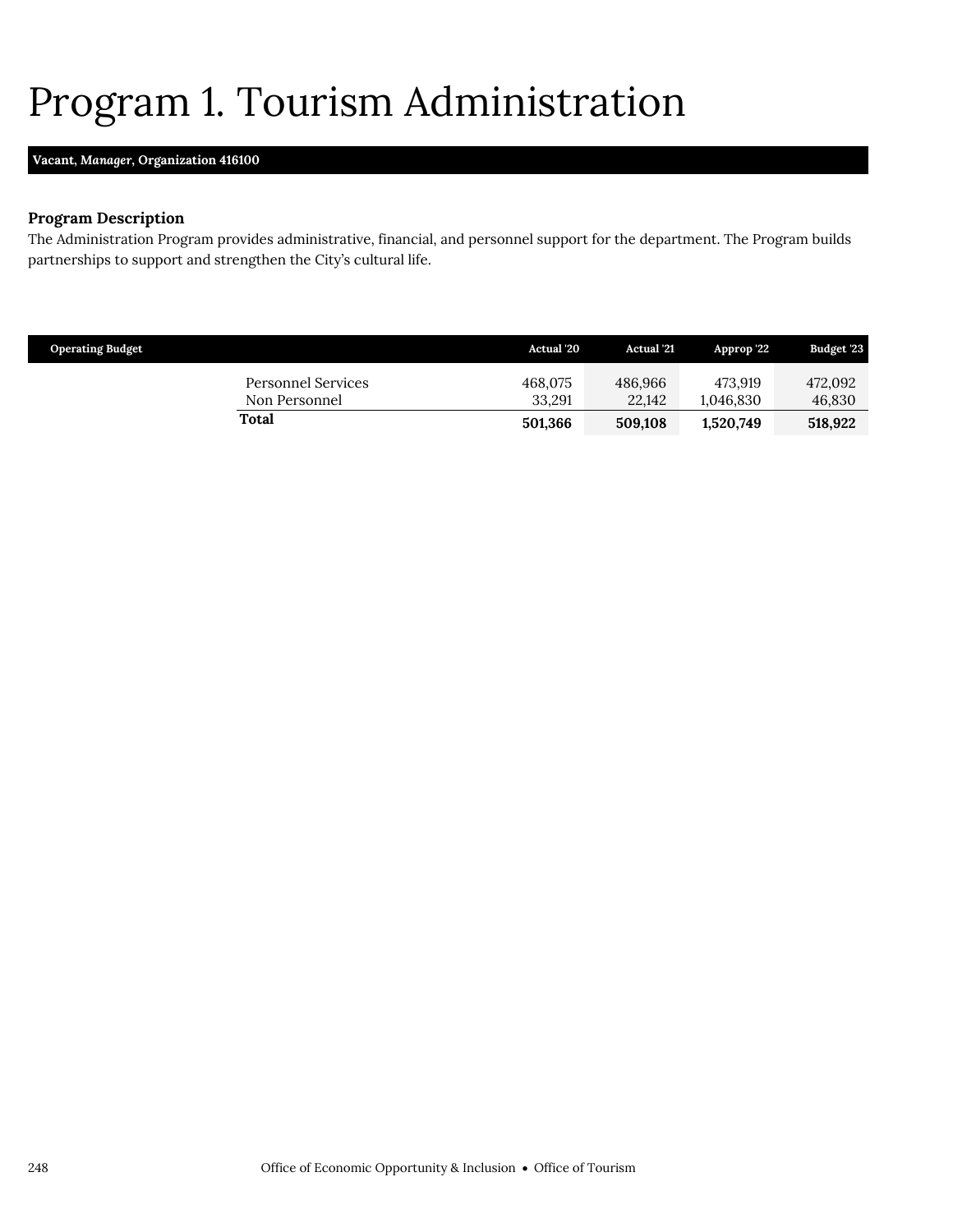# Program 1. Tourism Administration

**Vacant, *Manager*, Organization 416100**

### Program Description

The Administration Program provides administrative, financial, and personnel support for the department. The Program builds partnerships to support and strengthen the City's cultural life.

| Operating Budget | Actual '20 | Actual '21 | Approp '22 | Budget '23 |
|---|---|---|---|---|
| Personnel Services | 468,075 | 486,966 | 473,919 | 472,092 |
| Non Personnel | 33,291 | 22,142 | 1,046,830 | 46,830 |
| **Total** | **501,366** | **509,108** | **1,520,749** | **518,922** |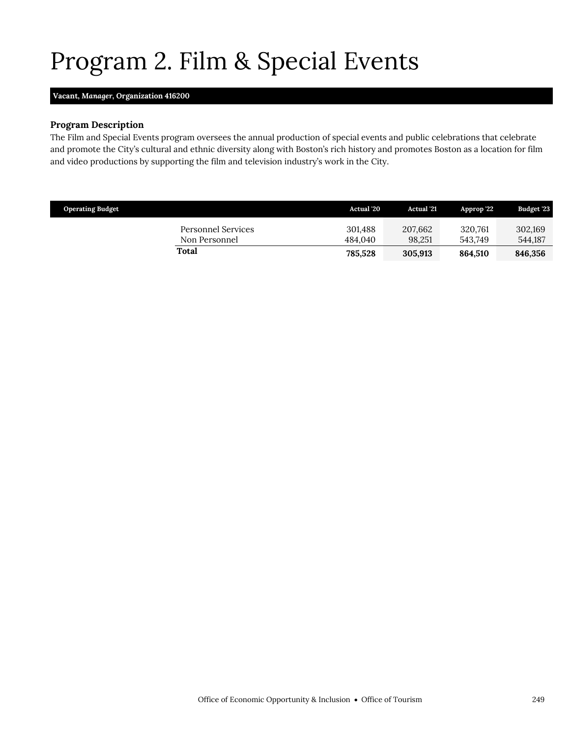# Program 2. Film & Special Events

**Vacant, *Manager*, Organization 416200**

### Program Description

The Film and Special Events program oversees the annual production of special events and public celebrations that celebrate and promote the City's cultural and ethnic diversity along with Boston's rich history and promotes Boston as a location for film and video productions by supporting the film and television industry's work in the City.

| Operating Budget | Actual '20 | Actual '21 | Approp '22 | Budget '23 |
|---|---|---|---|---|
| Personnel Services | 301,488 | 207,662 | 320,761 | 302,169 |
| Non Personnel | 484,040 | 98,251 | 543,749 | 544,187 |
| **Total** | **785,528** | **305,913** | **864,510** | **846,356** |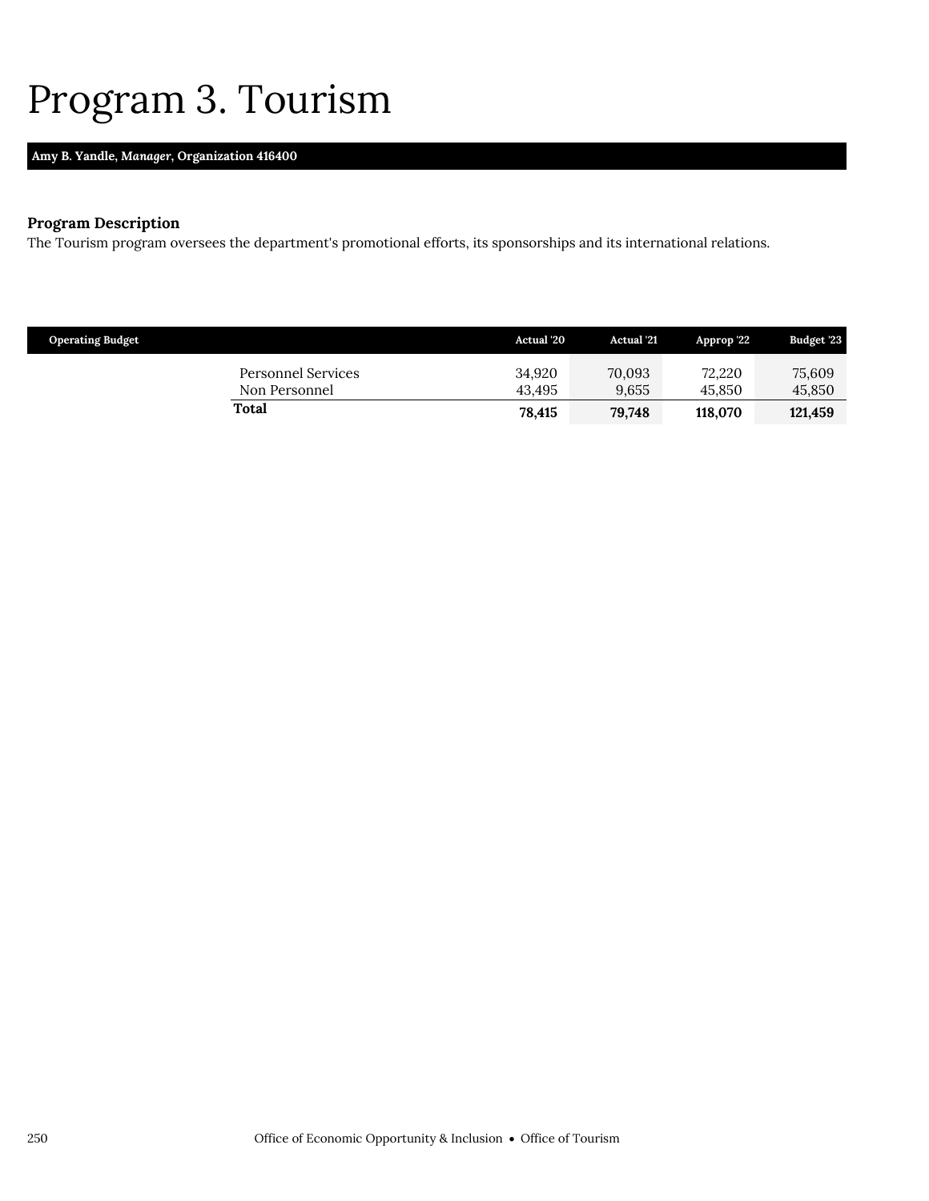# Program 3. Tourism

**Amy B. Yandle, *Manager*, Organization 416400**

**Program Description**

The Tourism program oversees the department's promotional efforts, its sponsorships and its international relations.

| Operating Budget | Actual '20 | Actual '21 | Approp '22 | Budget '23 |
|---|---|---|---|---|
| Personnel Services | 34,920 | 70,093 | 72,220 | 75,609 |
| Non Personnel | 43,495 | 9,655 | 45,850 | 45,850 |
| **Total** | **78,415** | **79,748** | **118,070** | **121,459** |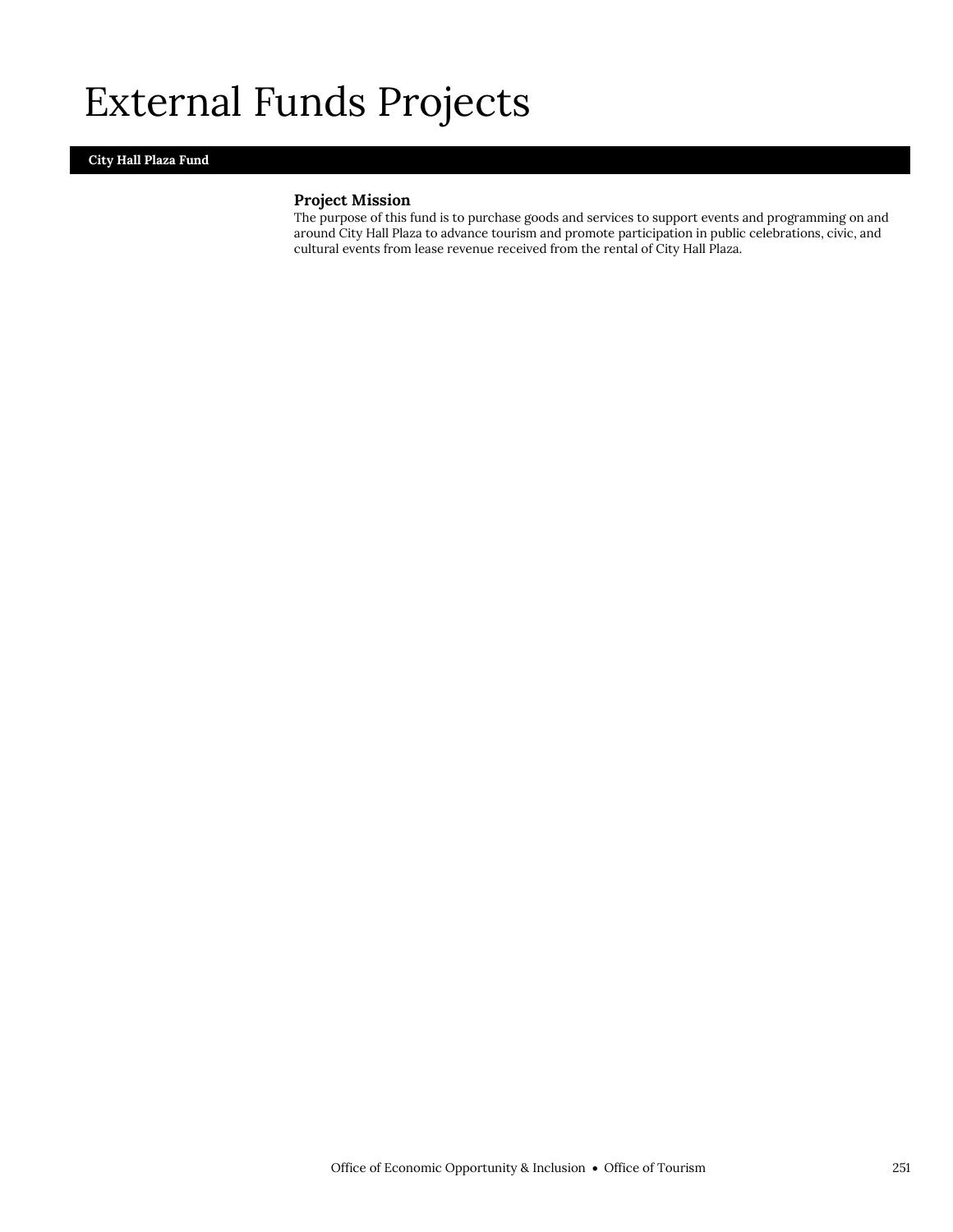# External Funds Projects

## City Hall Plaza Fund

### Project Mission

The purpose of this fund is to purchase goods and services to support events and programming on and around City Hall Plaza to advance tourism and promote participation in public celebrations, civic, and cultural events from lease revenue received from the rental of City Hall Plaza.